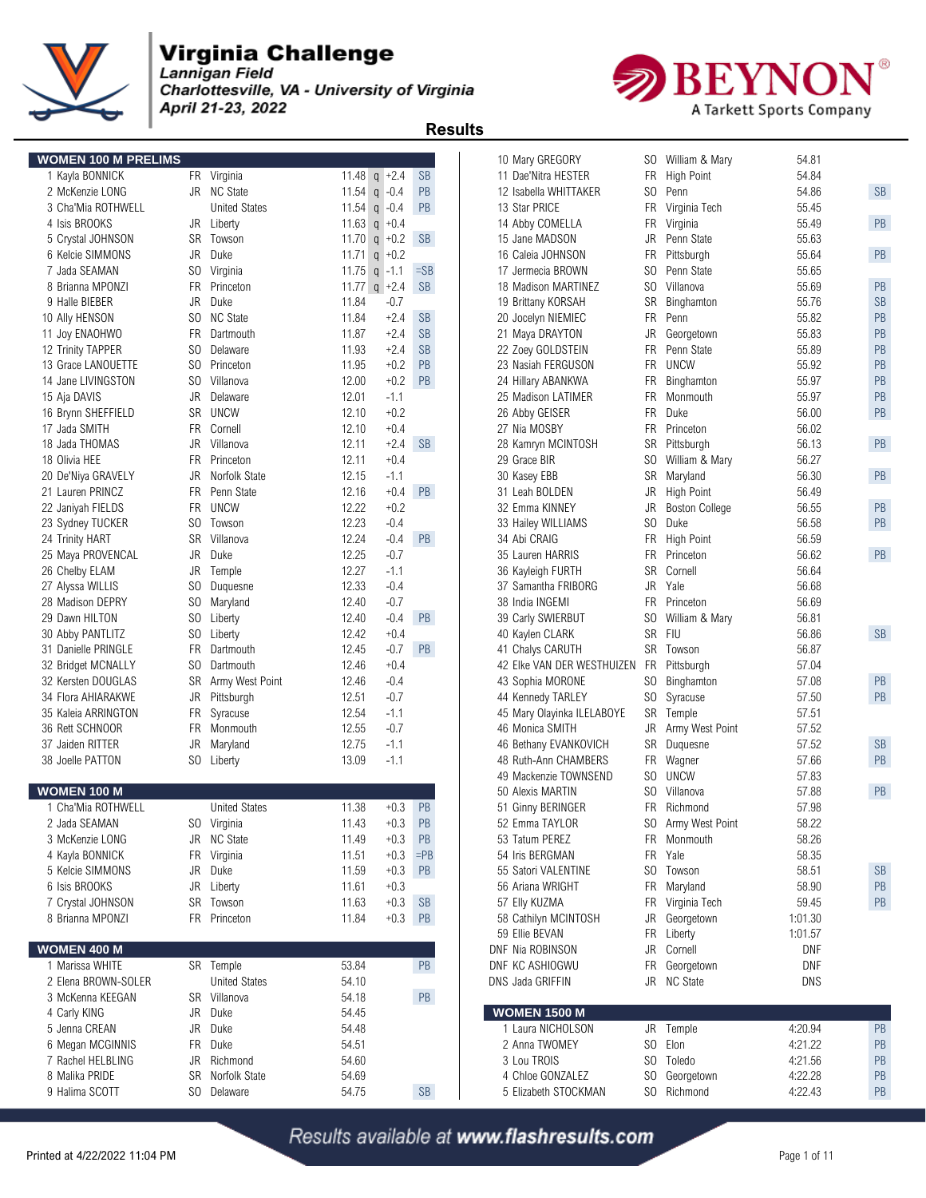# Virginia Challenge

*Lannigan Field*
*Charlottesville, VA - University of Virginia*
*April 21-23, 2022*

## Results

### WOMEN 100 M PRELIMS

| Place | Name | Yr | Team | Time | Q | Wind | Note |
|---|---|---|---|---|---|---|---|
| 1 | Kayla BONNICK | FR | Virginia | 11.48 | q | +2.4 | SB |
| 2 | McKenzie LONG | JR | NC State | 11.54 | q | -0.4 | PB |
| 3 | Cha'Mia ROTHWELL | | United States | 11.54 | q | -0.4 | PB |
| 4 | Isis BROOKS | JR | Liberty | 11.63 | q | +0.4 | |
| 5 | Crystal JOHNSON | SR | Towson | 11.70 | q | +0.2 | SB |
| 6 | Kelcie SIMMONS | JR | Duke | 11.71 | q | +0.2 | |
| 7 | Jada SEAMAN | SO | Virginia | 11.75 | q | -1.1 | =SB |
| 8 | Brianna MPONZI | FR | Princeton | 11.77 | q | +2.4 | SB |
| 9 | Halle BIEBER | JR | Duke | 11.84 | | -0.7 | |
| 10 | Ally HENSON | SO | NC State | 11.84 | | +2.4 | SB |
| 11 | Joy ENAOHWO | FR | Dartmouth | 11.87 | | +2.4 | SB |
| 12 | Trinity TAPPER | SO | Delaware | 11.93 | | +2.4 | SB |
| 13 | Grace LANOUETTE | SO | Princeton | 11.95 | | +0.2 | PB |
| 14 | Jane LIVINGSTON | SO | Villanova | 12.00 | | +0.2 | PB |
| 15 | Aja DAVIS | JR | Delaware | 12.01 | | -1.1 | |
| 16 | Brynn SHEFFIELD | SR | UNCW | 12.10 | | +0.2 | |
| 17 | Jada SMITH | FR | Cornell | 12.10 | | +0.4 | |
| 18 | Jada THOMAS | JR | Villanova | 12.11 | | +2.4 | SB |
| 18 | Olivia HEE | FR | Princeton | 12.11 | | +0.4 | |
| 20 | De'Niya GRAVELY | JR | Norfolk State | 12.15 | | -1.1 | |
| 21 | Lauren PRINCZ | FR | Penn State | 12.16 | | +0.4 | PB |
| 22 | Janiyah FIELDS | FR | UNCW | 12.22 | | +0.2 | |
| 23 | Sydney TUCKER | SO | Towson | 12.23 | | -0.4 | |
| 24 | Trinity HART | SR | Villanova | 12.24 | | -0.4 | PB |
| 25 | Maya PROVENCAL | JR | Duke | 12.25 | | -0.7 | |
| 26 | Chelby ELAM | JR | Temple | 12.27 | | -1.1 | |
| 27 | Alyssa WILLIS | SO | Duquesne | 12.33 | | -0.4 | |
| 28 | Madison DEPRY | SO | Maryland | 12.40 | | -0.7 | |
| 29 | Dawn HILTON | SO | Liberty | 12.40 | | -0.4 | PB |
| 30 | Abby PANTLITZ | SO | Liberty | 12.42 | | +0.4 | |
| 31 | Danielle PRINGLE | FR | Dartmouth | 12.45 | | -0.7 | PB |
| 32 | Bridget MCNALLY | SO | Dartmouth | 12.46 | | +0.4 | |
| 32 | Kersten DOUGLAS | SR | Army West Point | 12.46 | | -0.4 | |
| 34 | Flora AHIARAKWE | JR | Pittsburgh | 12.51 | | -0.7 | |
| 35 | Kaleia ARRINGTON | FR | Syracuse | 12.54 | | -1.1 | |
| 36 | Rett SCHNOOR | FR | Monmouth | 12.55 | | -0.7 | |
| 37 | Jaiden RITTER | JR | Maryland | 12.75 | | -1.1 | |
| 38 | Joelle PATTON | SO | Liberty | 13.09 | | -1.1 | |

### WOMEN 100 M

| Place | Name | Yr | Team | Time | Wind | Note |
|---|---|---|---|---|---|---|
| 1 | Cha'Mia ROTHWELL | | United States | 11.38 | +0.3 | PB |
| 2 | Jada SEAMAN | SO | Virginia | 11.43 | +0.3 | PB |
| 3 | McKenzie LONG | JR | NC State | 11.49 | +0.3 | PB |
| 4 | Kayla BONNICK | FR | Virginia | 11.51 | +0.3 | =PB |
| 5 | Kelcie SIMMONS | JR | Duke | 11.59 | +0.3 | PB |
| 6 | Isis BROOKS | JR | Liberty | 11.61 | +0.3 | |
| 7 | Crystal JOHNSON | SR | Towson | 11.63 | +0.3 | SB |
| 8 | Brianna MPONZI | FR | Princeton | 11.84 | +0.3 | PB |

### WOMEN 400 M

| Place | Name | Yr | Team | Time | Note |
|---|---|---|---|---|---|
| 1 | Marissa WHITE | SR | Temple | 53.84 | PB |
| 2 | Elena BROWN-SOLER | | United States | 54.10 | |
| 3 | McKenna KEEGAN | SR | Villanova | 54.18 | PB |
| 4 | Carly KING | JR | Duke | 54.45 | |
| 5 | Jenna CREAN | JR | Duke | 54.48 | |
| 6 | Megan MCGINNIS | FR | Duke | 54.51 | |
| 7 | Rachel HELBLING | JR | Richmond | 54.60 | |
| 8 | Malika PRIDE | SR | Norfolk State | 54.69 | |
| 9 | Halima SCOTT | SO | Delaware | 54.75 | SB |
| 10 | Mary GREGORY | SO | William & Mary | 54.81 | |
| 11 | Dae'Nitra HESTER | FR | High Point | 54.84 | |
| 12 | Isabella WHITTAKER | SO | Penn | 54.86 | SB |
| 13 | Star PRICE | FR | Virginia Tech | 55.45 | |
| 14 | Abby COMELLA | FR | Virginia | 55.49 | PB |
| 15 | Jane MADSON | JR | Penn State | 55.63 | |
| 16 | Caleia JOHNSON | FR | Pittsburgh | 55.64 | PB |
| 17 | Jermecia BROWN | SO | Penn State | 55.65 | |
| 18 | Madison MARTINEZ | SO | Villanova | 55.69 | PB |
| 19 | Brittany KORSAH | SR | Binghamton | 55.76 | SB |
| 20 | Jocelyn NIEMIEC | FR | Penn | 55.82 | PB |
| 21 | Maya DRAYTON | JR | Georgetown | 55.83 | PB |
| 22 | Zoey GOLDSTEIN | FR | Penn State | 55.89 | PB |
| 23 | Nasiah FERGUSON | FR | UNCW | 55.92 | PB |
| 24 | Hillary ABANKWA | FR | Binghamton | 55.97 | PB |
| 25 | Madison LATIMER | FR | Monmouth | 55.97 | PB |
| 26 | Abby GEISER | FR | Duke | 56.00 | PB |
| 27 | Nia MOSBY | FR | Princeton | 56.02 | |
| 28 | Kamryn MCINTOSH | SR | Pittsburgh | 56.13 | PB |
| 29 | Grace BIR | SO | William & Mary | 56.27 | |
| 30 | Kasey EBB | SR | Maryland | 56.30 | PB |
| 31 | Leah BOLDEN | JR | High Point | 56.49 | |
| 32 | Emma KINNEY | JR | Boston College | 56.55 | PB |
| 33 | Hailey WILLIAMS | SO | Duke | 56.58 | PB |
| 34 | Abi CRAIG | FR | High Point | 56.59 | |
| 35 | Lauren HARRIS | FR | Princeton | 56.62 | PB |
| 36 | Kayleigh FURTH | SR | Cornell | 56.64 | |
| 37 | Samantha FRIBORG | JR | Yale | 56.68 | |
| 38 | India INGEMI | FR | Princeton | 56.69 | |
| 39 | Carly SWIERBUT | SO | William & Mary | 56.81 | |
| 40 | Kaylen CLARK | SR | FIU | 56.86 | SB |
| 41 | Chalys CARUTH | SR | Towson | 56.87 | |
| 42 | Elke VAN DER WESTHUIZEN | FR | Pittsburgh | 57.04 | |
| 43 | Sophia MORONE | SO | Binghamton | 57.08 | PB |
| 44 | Kennedy TARLEY | SO | Syracuse | 57.50 | PB |
| 45 | Mary Olayinka ILELABOYE | SR | Temple | 57.51 | |
| 46 | Monica SMITH | JR | Army West Point | 57.52 | |
| 46 | Bethany EVANKOVICH | SR | Duquesne | 57.52 | SB |
| 48 | Ruth-Ann CHAMBERS | FR | Wagner | 57.66 | PB |
| 49 | Mackenzie TOWNSEND | SO | UNCW | 57.83 | |
| 50 | Alexis MARTIN | SO | Villanova | 57.88 | PB |
| 51 | Ginny BERINGER | FR | Richmond | 57.98 | |
| 52 | Emma TAYLOR | SO | Army West Point | 58.22 | |
| 53 | Tatum PEREZ | FR | Monmouth | 58.26 | |
| 54 | Iris BERGMAN | FR | Yale | 58.35 | |
| 55 | Satori VALENTINE | SO | Towson | 58.51 | SB |
| 56 | Ariana WRIGHT | FR | Maryland | 58.90 | PB |
| 57 | Elly KUZMA | FR | Virginia Tech | 59.45 | PB |
| 58 | Cathilyn MCINTOSH | JR | Georgetown | 1:01.30 | |
| 59 | Ellie BEVAN | FR | Liberty | 1:01.57 | |
| DNF | Nia ROBINSON | JR | Cornell | DNF | |
| DNF | KC ASHIOGWU | FR | Georgetown | DNF | |
| DNS | Jada GRIFFIN | JR | NC State | DNS | |

### WOMEN 1500 M

| Place | Name | Yr | Team | Time | Note |
|---|---|---|---|---|---|
| 1 | Laura NICHOLSON | JR | Temple | 4:20.94 | PB |
| 2 | Anna TWOMEY | SO | Elon | 4:21.22 | PB |
| 3 | Lou TROIS | SO | Toledo | 4:21.56 | PB |
| 4 | Chloe GONZALEZ | SO | Georgetown | 4:22.28 | PB |
| 5 | Elizabeth STOCKMAN | SO | Richmond | 4:22.43 | PB |

Results available at www.flashresults.com

Printed at 4/22/2022 11:04 PM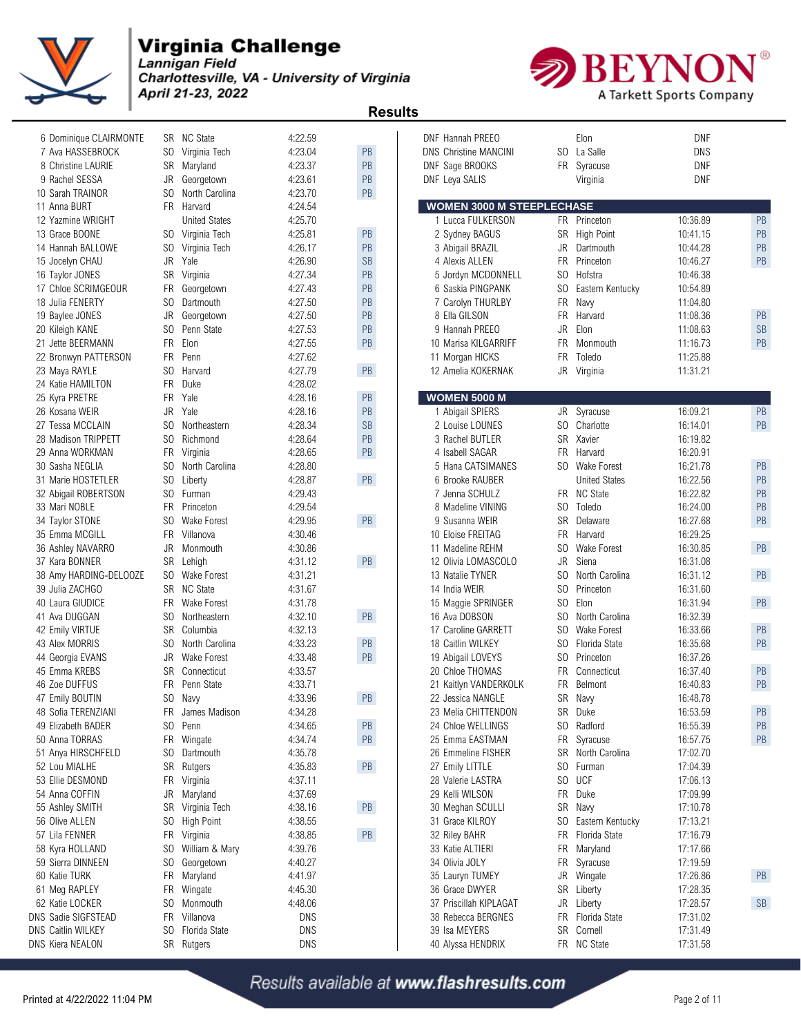# Virginia Challenge

*Lannigan Field*
*Charlottesville, VA - University of Virginia*
*April 21-23, 2022*

## Results

| Place | Name | Year | School | Time | |
|---|---|---|---|---|---|
| 6 | Dominique CLAIRMONTE | SR | NC State | 4:22.59 | |
| 7 | Ava HASSEBROCK | SO | Virginia Tech | 4:23.04 | PB |
| 8 | Christine LAURIE | SR | Maryland | 4:23.37 | PB |
| 9 | Rachel SESSA | JR | Georgetown | 4:23.61 | PB |
| 10 | Sarah TRAINOR | SO | North Carolina | 4:23.70 | PB |
| 11 | Anna BURT | FR | Harvard | 4:24.54 | |
| 12 | Yazmine WRIGHT | | United States | 4:25.70 | |
| 13 | Grace BOONE | SO | Virginia Tech | 4:25.81 | PB |
| 14 | Hannah BALLOWE | SO | Virginia Tech | 4:26.17 | PB |
| 15 | Jocelyn CHAU | JR | Yale | 4:26.90 | SB |
| 16 | Taylor JONES | SR | Virginia | 4:27.34 | PB |
| 17 | Chloe SCRIMGEOUR | FR | Georgetown | 4:27.43 | PB |
| 18 | Julia FENERTY | SO | Dartmouth | 4:27.50 | PB |
| 19 | Baylee JONES | JR | Georgetown | 4:27.50 | PB |
| 20 | Kileigh KANE | SO | Penn State | 4:27.53 | PB |
| 21 | Jette BEERMANN | FR | Elon | 4:27.55 | PB |
| 22 | Bronwyn PATTERSON | FR | Penn | 4:27.62 | |
| 23 | Maya RAYLE | SO | Harvard | 4:27.79 | PB |
| 24 | Katie HAMILTON | FR | Duke | 4:28.02 | |
| 25 | Kyra PRETRE | FR | Yale | 4:28.16 | PB |
| 26 | Kosana WEIR | JR | Yale | 4:28.16 | PB |
| 27 | Tessa MCCLAIN | SO | Northeastern | 4:28.34 | SB |
| 28 | Madison TRIPPETT | SO | Richmond | 4:28.64 | PB |
| 29 | Anna WORKMAN | FR | Virginia | 4:28.65 | PB |
| 30 | Sasha NEGLIA | SO | North Carolina | 4:28.80 | |
| 31 | Marie HOSTETLER | SO | Liberty | 4:28.87 | PB |
| 32 | Abigail ROBERTSON | SO | Furman | 4:29.43 | |
| 33 | Mari NOBLE | FR | Princeton | 4:29.54 | |
| 34 | Taylor STONE | SO | Wake Forest | 4:29.95 | PB |
| 35 | Emma MCGILL | FR | Villanova | 4:30.46 | |
| 36 | Ashley NAVARRO | JR | Monmouth | 4:30.86 | |
| 37 | Kara BONNER | SR | Lehigh | 4:31.12 | PB |
| 38 | Amy HARDING-DELOOZE | SO | Wake Forest | 4:31.21 | |
| 39 | Julia ZACHGO | SR | NC State | 4:31.67 | |
| 40 | Laura GIUDICE | FR | Wake Forest | 4:31.78 | |
| 41 | Ava DUGGAN | SO | Northeastern | 4:32.10 | PB |
| 42 | Emily VIRTUE | SR | Columbia | 4:32.13 | |
| 43 | Alex MORRIS | SO | North Carolina | 4:33.23 | PB |
| 44 | Georgia EVANS | JR | Wake Forest | 4:33.48 | PB |
| 45 | Emma KREBS | SR | Connecticut | 4:33.57 | |
| 46 | Zoe DUFFUS | FR | Penn State | 4:33.71 | |
| 47 | Emily BOUTIN | SO | Navy | 4:33.96 | PB |
| 48 | Sofia TERENZIANI | FR | James Madison | 4:34.28 | |
| 49 | Elizabeth BADER | SO | Penn | 4:34.65 | PB |
| 50 | Anna TORRAS | FR | Wingate | 4:34.74 | PB |
| 51 | Anya HIRSCHFELD | SO | Dartmouth | 4:35.78 | |
| 52 | Lou MIALHE | SR | Rutgers | 4:35.83 | PB |
| 53 | Ellie DESMOND | FR | Virginia | 4:37.11 | |
| 54 | Anna COFFIN | JR | Maryland | 4:37.69 | |
| 55 | Ashley SMITH | SR | Virginia Tech | 4:38.16 | PB |
| 56 | Olive ALLEN | SO | High Point | 4:38.55 | |
| 57 | Lila FENNER | FR | Virginia | 4:38.85 | PB |
| 58 | Kyra HOLLAND | SO | William & Mary | 4:39.76 | |
| 59 | Sierra DINNEEN | SO | Georgetown | 4:40.27 | |
| 60 | Katie TURK | FR | Maryland | 4:41.97 | |
| 61 | Meg RAPLEY | FR | Wingate | 4:45.30 | |
| 62 | Katie LOCKER | SO | Monmouth | 4:48.06 | |
| DNS | Sadie SIGFSTEAD | FR | Villanova | DNS | |
| DNS | Caitlin WILKEY | SO | Florida State | DNS | |
| DNS | Kiera NEALON | SR | Rutgers | DNS | |
| DNF | Hannah PREEO | | Elon | DNF | |
| DNS | Christine MANCINI | SO | La Salle | DNS | |
| DNF | Sage BROOKS | FR | Syracuse | DNF | |
| DNF | Leya SALIS | | Virginia | DNF | |

### WOMEN 3000 M STEEPLECHASE

| Place | Name | Year | School | Time | |
|---|---|---|---|---|---|
| 1 | Lucca FULKERSON | FR | Princeton | 10:36.89 | PB |
| 2 | Sydney BAGUS | SR | High Point | 10:41.15 | PB |
| 3 | Abigail BRAZIL | JR | Dartmouth | 10:44.28 | PB |
| 4 | Alexis ALLEN | FR | Princeton | 10:46.27 | PB |
| 5 | Jordyn MCDONNELL | SO | Hofstra | 10:46.38 | |
| 6 | Saskia PINGPANK | SO | Eastern Kentucky | 10:54.89 | |
| 7 | Carolyn THURLBY | FR | Navy | 11:04.80 | |
| 8 | Ella GILSON | FR | Harvard | 11:08.36 | PB |
| 9 | Hannah PREEO | JR | Elon | 11:08.63 | SB |
| 10 | Marisa KILGARRIFF | FR | Monmouth | 11:16.73 | PB |
| 11 | Morgan HICKS | FR | Toledo | 11:25.88 | |
| 12 | Amelia KOKERNAK | JR | Virginia | 11:31.21 | |

### WOMEN 5000 M

| Place | Name | Year | School | Time | |
|---|---|---|---|---|---|
| 1 | Abigail SPIERS | JR | Syracuse | 16:09.21 | PB |
| 2 | Louise LOUNES | SO | Charlotte | 16:14.01 | PB |
| 3 | Rachel BUTLER | SR | Xavier | 16:19.82 | |
| 4 | Isabell SAGAR | FR | Harvard | 16:20.91 | |
| 5 | Hana CATSIMANES | SO | Wake Forest | 16:21.78 | PB |
| 6 | Brooke RAUBER | | United States | 16:22.56 | PB |
| 7 | Jenna SCHULZ | FR | NC State | 16:22.82 | PB |
| 8 | Madeline VINING | SO | Toledo | 16:24.00 | PB |
| 9 | Susanna WEIR | SR | Delaware | 16:27.68 | PB |
| 10 | Eloise FREITAG | FR | Harvard | 16:29.25 | |
| 11 | Madeline REHM | SO | Wake Forest | 16:30.85 | PB |
| 12 | Olivia LOMASCOLO | JR | Siena | 16:31.08 | |
| 13 | Natalie TYNER | SO | North Carolina | 16:31.12 | PB |
| 14 | India WEIR | SO | Princeton | 16:31.60 | |
| 15 | Maggie SPRINGER | SO | Elon | 16:31.94 | PB |
| 16 | Ava DOBSON | SO | North Carolina | 16:32.39 | |
| 17 | Caroline GARRETT | SO | Wake Forest | 16:33.66 | PB |
| 18 | Caitlin WILKEY | SO | Florida State | 16:35.68 | PB |
| 19 | Abigail LOVEYS | SO | Princeton | 16:37.26 | |
| 20 | Chloe THOMAS | FR | Connecticut | 16:37.40 | PB |
| 21 | Kaitlyn VANDERKOLK | FR | Belmont | 16:40.83 | PB |
| 22 | Jessica NANGLE | SR | Navy | 16:48.78 | |
| 23 | Melia CHITTENDON | SR | Duke | 16:53.59 | PB |
| 24 | Chloe WELLINGS | SO | Radford | 16:55.39 | PB |
| 25 | Emma EASTMAN | FR | Syracuse | 16:57.75 | PB |
| 26 | Emmeline FISHER | SR | North Carolina | 17:02.70 | |
| 27 | Emily LITTLE | SO | Furman | 17:04.39 | |
| 28 | Valerie LASTRA | SO | UCF | 17:06.13 | |
| 29 | Kelli WILSON | FR | Duke | 17:09.99 | |
| 30 | Meghan SCULLI | SR | Navy | 17:10.78 | |
| 31 | Grace KILROY | SO | Eastern Kentucky | 17:13.21 | |
| 32 | Riley BAHR | FR | Florida State | 17:16.79 | |
| 33 | Katie ALTIERI | FR | Maryland | 17:17.66 | |
| 34 | Olivia JOLY | FR | Syracuse | 17:19.59 | |
| 35 | Lauryn TUMEY | JR | Wingate | 17:26.86 | PB |
| 36 | Grace DWYER | SR | Liberty | 17:28.35 | |
| 37 | Priscillah KIPLAGAT | JR | Liberty | 17:28.57 | SB |
| 38 | Rebecca BERGNES | FR | Florida State | 17:31.02 | |
| 39 | Isa MEYERS | SR | Cornell | 17:31.49 | |
| 40 | Alyssa HENDRIX | FR | NC State | 17:31.58 | |

*Results available at www.flashresults.com*

Printed at 4/22/2022 11:04 PM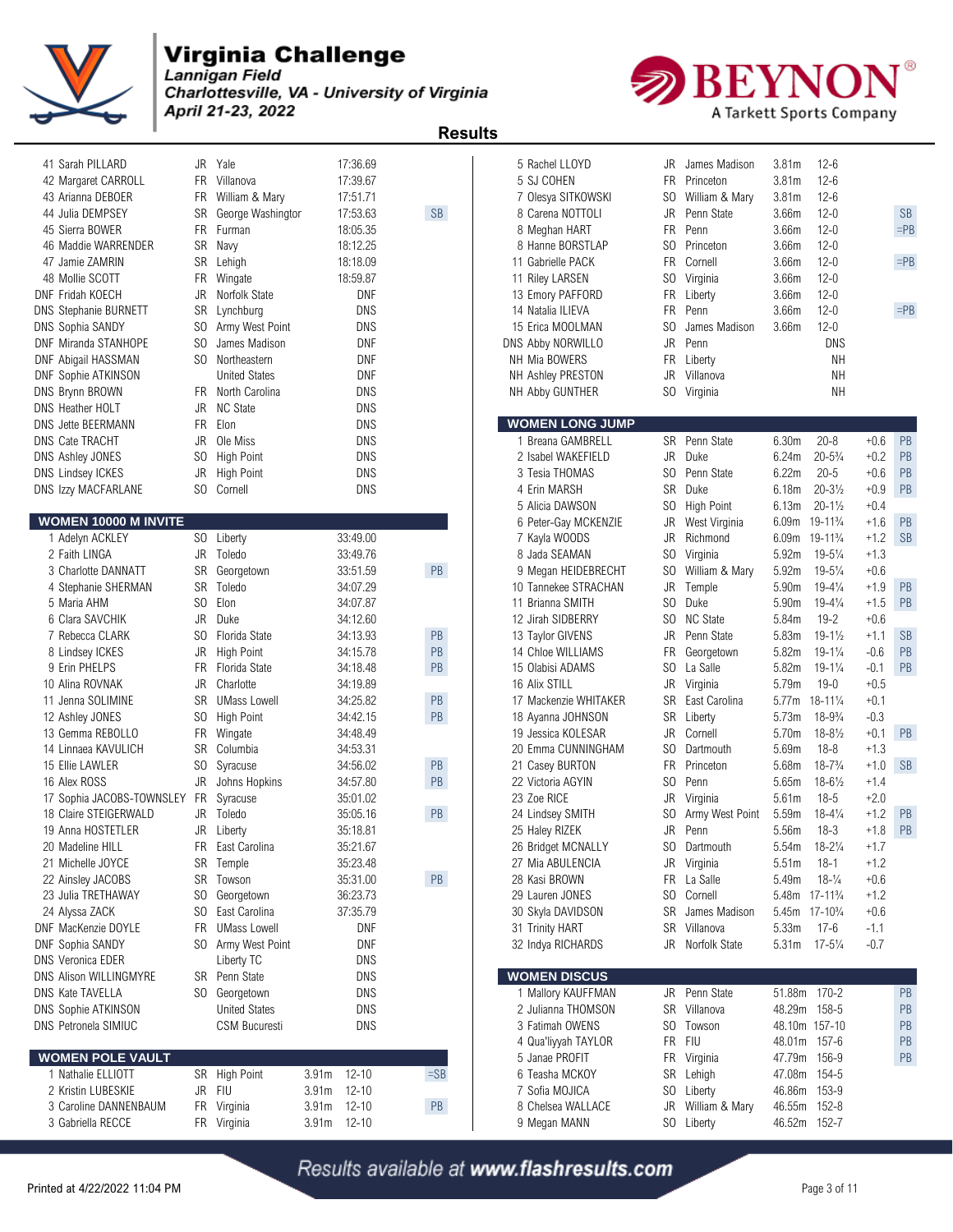# Virginia Challenge

*Lannigan Field*
*Charlottesville, VA - University of Virginia*
*April 21-23, 2022*

## Results

| Place | Name | Yr | School | Mark | |
|---|---|---|---|---|---|
| 41 | Sarah PILLARD | JR | Yale | 17:36.69 | |
| 42 | Margaret CARROLL | FR | Villanova | 17:39.67 | |
| 43 | Arianna DEBOER | FR | William & Mary | 17:51.71 | |
| 44 | Julia DEMPSEY | SR | George Washington | 17:53.63 | SB |
| 45 | Sierra BOWER | FR | Furman | 18:05.35 | |
| 46 | Maddie WARRENDER | SR | Navy | 18:12.25 | |
| 47 | Jamie ZAMRIN | SR | Lehigh | 18:18.09 | |
| 48 | Mollie SCOTT | FR | Wingate | 18:59.87 | |
| DNF | Fridah KOECH | JR | Norfolk State | DNF | |
| DNS | Stephanie BURNETT | SR | Lynchburg | DNS | |
| DNS | Sophia SANDY | SO | Army West Point | DNS | |
| DNF | Miranda STANHOPE | SO | James Madison | DNF | |
| DNF | Abigail HASSMAN | SO | Northeastern | DNF | |
| DNF | Sophie ATKINSON | | United States | DNF | |
| DNS | Brynn BROWN | FR | North Carolina | DNS | |
| DNS | Heather HOLT | JR | NC State | DNS | |
| DNS | Jette BEERMANN | FR | Elon | DNS | |
| DNS | Cate TRACHT | JR | Ole Miss | DNS | |
| DNS | Ashley JONES | SO | High Point | DNS | |
| DNS | Lindsey ICKES | JR | High Point | DNS | |
| DNS | Izzy MACFARLANE | SO | Cornell | DNS | |

### WOMEN 10000 M INVITE

| Place | Name | Yr | School | Mark | |
|---|---|---|---|---|---|
| 1 | Adelyn ACKLEY | SO | Liberty | 33:49.00 | |
| 2 | Faith LINGA | JR | Toledo | 33:49.76 | |
| 3 | Charlotte DANNATT | SR | Georgetown | 33:51.59 | PB |
| 4 | Stephanie SHERMAN | SR | Toledo | 34:07.29 | |
| 5 | Maria AHM | SO | Elon | 34:07.87 | |
| 6 | Clara SAVCHIK | JR | Duke | 34:12.60 | |
| 7 | Rebecca CLARK | SO | Florida State | 34:13.93 | PB |
| 8 | Lindsey ICKES | JR | High Point | 34:15.78 | PB |
| 9 | Erin PHELPS | FR | Florida State | 34:18.48 | PB |
| 10 | Alina ROVNAK | JR | Charlotte | 34:19.89 | |
| 11 | Jenna SOLIMINE | SR | UMass Lowell | 34:25.82 | PB |
| 12 | Ashley JONES | SO | High Point | 34:42.15 | PB |
| 13 | Gemma REBOLLO | FR | Wingate | 34:48.49 | |
| 14 | Linnaea KAVULICH | SR | Columbia | 34:53.31 | |
| 15 | Ellie LAWLER | SO | Syracuse | 34:56.02 | PB |
| 16 | Alex ROSS | JR | Johns Hopkins | 34:57.80 | PB |
| 17 | Sophia JACOBS-TOWNSLEY | FR | Syracuse | 35:01.02 | |
| 18 | Claire STEIGERWALD | JR | Toledo | 35:05.16 | PB |
| 19 | Anna HOSTETLER | JR | Liberty | 35:18.81 | |
| 20 | Madeline HILL | FR | East Carolina | 35:21.67 | |
| 21 | Michelle JOYCE | SR | Temple | 35:23.48 | |
| 22 | Ainsley JACOBS | SR | Towson | 35:31.00 | PB |
| 23 | Julia TRETHAWAY | SO | Georgetown | 36:23.73 | |
| 24 | Alyssa ZACK | SO | East Carolina | 37:35.79 | |
| DNF | MacKenzie DOYLE | FR | UMass Lowell | DNF | |
| DNF | Sophia SANDY | SO | Army West Point | DNF | |
| DNS | Veronica EDER | | Liberty TC | DNS | |
| DNS | Alison WILLINGMYRE | SR | Penn State | DNS | |
| DNS | Kate TAVELLA | SO | Georgetown | DNS | |
| DNS | Sophie ATKINSON | | United States | DNS | |
| DNS | Petronela SIMIUC | | CSM Bucuresti | DNS | |

### WOMEN POLE VAULT

| Place | Name | Yr | School | Mark | | |
|---|---|---|---|---|---|---|
| 1 | Nathalie ELLIOTT | SR | High Point | 3.91m | 12-10 | =SB |
| 2 | Kristin LUBESKIE | JR | FIU | 3.91m | 12-10 | |
| 3 | Caroline DANNENBAUM | FR | Virginia | 3.91m | 12-10 | PB |
| 3 | Gabriella RECCE | FR | Virginia | 3.91m | 12-10 | |
| 5 | Rachel LLOYD | JR | James Madison | 3.81m | 12-6 | |
| 5 | SJ COHEN | FR | Princeton | 3.81m | 12-6 | |
| 7 | Olesya SITKOWSKI | SO | William & Mary | 3.81m | 12-6 | |
| 8 | Carena NOTTOLI | JR | Penn State | 3.66m | 12-0 | SB |
| 8 | Meghan HART | FR | Penn | 3.66m | 12-0 | =PB |
| 8 | Hanne BORSTLAP | SO | Princeton | 3.66m | 12-0 | |
| 11 | Gabrielle PACK | FR | Cornell | 3.66m | 12-0 | =PB |
| 11 | Riley LARSEN | SO | Virginia | 3.66m | 12-0 | |
| 13 | Emory PAFFORD | FR | Liberty | 3.66m | 12-0 | |
| 14 | Natalia ILIEVA | FR | Penn | 3.66m | 12-0 | =PB |
| 15 | Erica MOOLMAN | SO | James Madison | 3.66m | 12-0 | |
| DNS | Abby NORWILLO | JR | Penn | DNS | | |
| NH | Mia BOWERS | FR | Liberty | NH | | |
| NH | Ashley PRESTON | JR | Villanova | NH | | |
| NH | Abby GUNTHER | SO | Virginia | NH | | |

### WOMEN LONG JUMP

| Place | Name | Yr | School | Mark | | Wind | |
|---|---|---|---|---|---|---|---|
| 1 | Breana GAMBRELL | SR | Penn State | 6.30m | 20-8 | +0.6 | PB |
| 2 | Isabel WAKEFIELD | JR | Duke | 6.24m | 20-5¾ | +0.2 | PB |
| 3 | Tesia THOMAS | SO | Penn State | 6.22m | 20-5 | +0.6 | PB |
| 4 | Erin MARSH | SR | Duke | 6.18m | 20-3½ | +0.9 | PB |
| 5 | Alicia DAWSON | SO | High Point | 6.13m | 20-1½ | +0.4 | |
| 6 | Peter-Gay MCKENZIE | JR | West Virginia | 6.09m | 19-11¾ | +1.6 | PB |
| 7 | Kayla WOODS | JR | Richmond | 6.09m | 19-11¾ | +1.2 | SB |
| 8 | Jada SEAMAN | SO | Virginia | 5.92m | 19-5¼ | +1.3 | |
| 9 | Megan HEIDEBRECHT | SO | William & Mary | 5.92m | 19-5¼ | +0.6 | |
| 10 | Tannekee STRACHAN | JR | Temple | 5.90m | 19-4¼ | +1.9 | PB |
| 11 | Brianna SMITH | SO | Duke | 5.90m | 19-4¼ | +1.5 | PB |
| 12 | Jirah SIDBERRY | SO | NC State | 5.84m | 19-2 | +0.6 | |
| 13 | Taylor GIVENS | JR | Penn State | 5.83m | 19-1½ | +1.1 | SB |
| 14 | Chloe WILLIAMS | FR | Georgetown | 5.82m | 19-1¼ | -0.6 | PB |
| 15 | Olabisi ADAMS | SO | La Salle | 5.82m | 19-1¼ | -0.1 | PB |
| 16 | Alix STILL | JR | Virginia | 5.79m | 19-0 | +0.5 | |
| 17 | Mackenzie WHITAKER | SR | East Carolina | 5.77m | 18-11¼ | +0.1 | |
| 18 | Ayanna JOHNSON | SR | Liberty | 5.73m | 18-9¾ | -0.3 | |
| 19 | Jessica KOLESAR | JR | Cornell | 5.70m | 18-8½ | +0.1 | PB |
| 20 | Emma CUNNINGHAM | SO | Dartmouth | 5.69m | 18-8 | +1.3 | |
| 21 | Casey BURTON | FR | Princeton | 5.68m | 18-7¾ | +1.0 | SB |
| 22 | Victoria AGYIN | SO | Penn | 5.65m | 18-6½ | +1.4 | |
| 23 | Zoe RICE | JR | Virginia | 5.61m | 18-5 | +2.0 | |
| 24 | Lindsey SMITH | SO | Army West Point | 5.59m | 18-4¼ | +1.2 | PB |
| 25 | Haley RIZEK | JR | Penn | 5.56m | 18-3 | +1.8 | PB |
| 26 | Bridget MCNALLY | SO | Dartmouth | 5.54m | 18-2¼ | +1.7 | |
| 27 | Mia ABULENCIA | JR | Virginia | 5.51m | 18-1 | +1.2 | |
| 28 | Kasi BROWN | FR | La Salle | 5.49m | 18-¼ | +0.6 | |
| 29 | Lauren JONES | SO | Cornell | 5.48m | 17-11¾ | +1.2 | |
| 30 | Skyla DAVIDSON | SR | James Madison | 5.45m | 17-10¾ | +0.6 | |
| 31 | Trinity HART | SR | Villanova | 5.33m | 17-6 | -1.1 | |
| 32 | Indya RICHARDS | JR | Norfolk State | 5.31m | 17-5¼ | -0.7 | |

### WOMEN DISCUS

| Place | Name | Yr | School | Mark | | |
|---|---|---|---|---|---|---|
| 1 | Mallory KAUFFMAN | JR | Penn State | 51.88m | 170-2 | PB |
| 2 | Julianna THOMSON | SR | Villanova | 48.29m | 158-5 | PB |
| 3 | Fatimah OWENS | SO | Towson | 48.10m | 157-10 | PB |
| 4 | Qua'liyyah TAYLOR | FR | FIU | 48.01m | 157-6 | PB |
| 5 | Janae PROFIT | FR | Virginia | 47.79m | 156-9 | PB |
| 6 | Teasha MCKOY | SR | Lehigh | 47.08m | 154-5 | |
| 7 | Sofia MOJICA | SO | Liberty | 46.86m | 153-9 | |
| 8 | Chelsea WALLACE | JR | William & Mary | 46.55m | 152-8 | |
| 9 | Megan MANN | SO | Liberty | 46.52m | 152-7 | |

*Results available at www.flashresults.com*

Printed at 4/22/2022 11:04 PM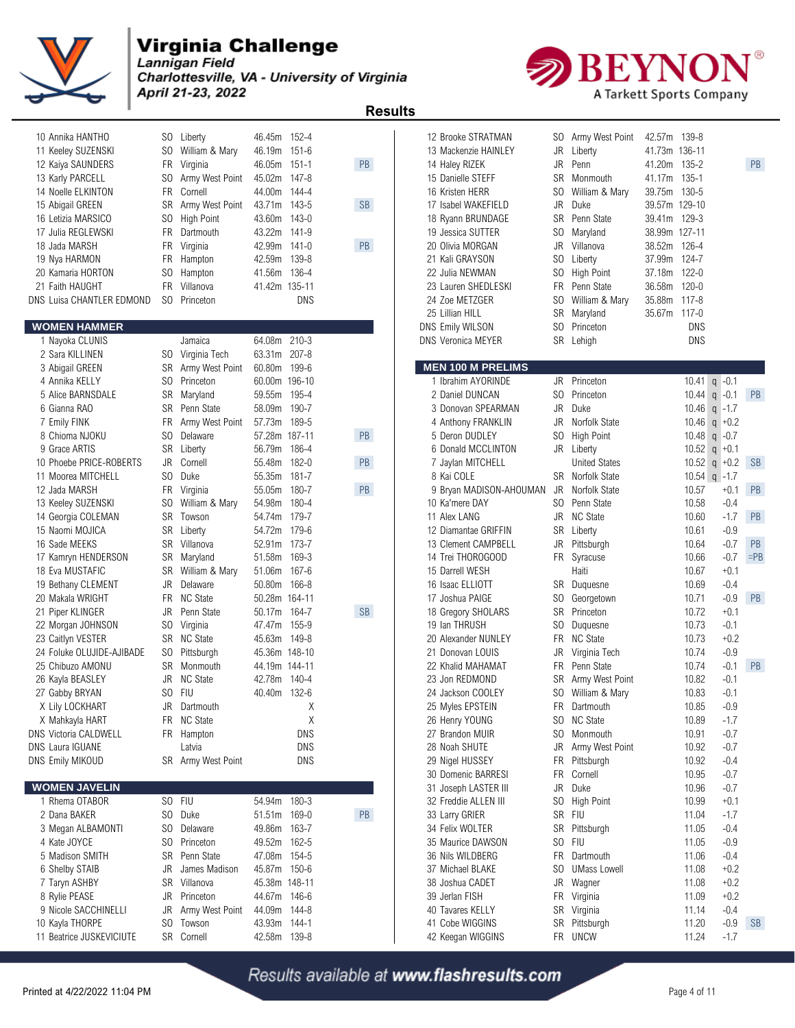# Virginia Challenge

*Lannigan Field*
*Charlottesville, VA - University of Virginia*
*April 21-23, 2022*

## Results

| Place | Name | Yr | Team | Mark | Imperial | Note |
|---|---|---|---|---|---|---|
| 10 | Annika HANTHO | SO | Liberty | 46.45m | 152-4 | |
| 11 | Keeley SUZENSKI | SO | William & Mary | 46.19m | 151-6 | |
| 12 | Kaiya SAUNDERS | FR | Virginia | 46.05m | 151-1 | PB |
| 13 | Karly PARCELL | SO | Army West Point | 45.02m | 147-8 | |
| 14 | Noelle ELKINTON | FR | Cornell | 44.00m | 144-4 | |
| 15 | Abigail GREEN | SR | Army West Point | 43.71m | 143-5 | SB |
| 16 | Letizia MARSICO | SO | High Point | 43.60m | 143-0 | |
| 17 | Julia REGLEWSKI | FR | Dartmouth | 43.22m | 141-9 | |
| 18 | Jada MARSH | FR | Virginia | 42.99m | 141-0 | PB |
| 19 | Nya HARMON | FR | Hampton | 42.59m | 139-8 | |
| 20 | Kamaria HORTON | SO | Hampton | 41.56m | 136-4 | |
| 21 | Faith HAUGHT | FR | Villanova | 41.42m | 135-11 | |
| DNS | Luisa CHANTLER EDMOND | SO | Princeton | DNS | | |

### WOMEN HAMMER

| Place | Name | Yr | Team | Mark | Imperial | Note |
|---|---|---|---|---|---|---|
| 1 | Nayoka CLUNIS | | Jamaica | 64.08m | 210-3 | |
| 2 | Sara KILLINEN | SO | Virginia Tech | 63.31m | 207-8 | |
| 3 | Abigail GREEN | SR | Army West Point | 60.80m | 199-6 | |
| 4 | Annika KELLY | SO | Princeton | 60.00m | 196-10 | |
| 5 | Alice BARNSDALE | SR | Maryland | 59.55m | 195-4 | |
| 6 | Gianna RAO | SR | Penn State | 58.09m | 190-7 | |
| 7 | Emily FINK | FR | Army West Point | 57.73m | 189-5 | |
| 8 | Chioma NJOKU | SO | Delaware | 57.28m | 187-11 | PB |
| 9 | Grace ARTIS | SR | Liberty | 56.79m | 186-4 | |
| 10 | Phoebe PRICE-ROBERTS | JR | Cornell | 55.48m | 182-0 | PB |
| 11 | Moorea MITCHELL | SO | Duke | 55.35m | 181-7 | |
| 12 | Jada MARSH | FR | Virginia | 55.05m | 180-7 | PB |
| 13 | Keeley SUZENSKI | SO | William & Mary | 54.98m | 180-4 | |
| 14 | Georgia COLEMAN | SR | Towson | 54.74m | 179-7 | |
| 15 | Naomi MOJICA | SR | Liberty | 54.72m | 179-6 | |
| 16 | Sade MEEKS | SR | Villanova | 52.91m | 173-7 | |
| 17 | Kamryn HENDERSON | SR | Maryland | 51.58m | 169-3 | |
| 18 | Eva MUSTAFIC | SR | William & Mary | 51.06m | 167-6 | |
| 19 | Bethany CLEMENT | JR | Delaware | 50.80m | 166-8 | |
| 20 | Makala WRIGHT | FR | NC State | 50.28m | 164-11 | |
| 21 | Piper KLINGER | JR | Penn State | 50.17m | 164-7 | SB |
| 22 | Morgan JOHNSON | SO | Virginia | 47.47m | 155-9 | |
| 23 | Caitlyn VESTER | SR | NC State | 45.63m | 149-8 | |
| 24 | Foluke OLUJIDE-AJIBADE | SO | Pittsburgh | 45.36m | 148-10 | |
| 25 | Chibuzo AMONU | SR | Monmouth | 44.19m | 144-11 | |
| 26 | Kayla BEASLEY | JR | NC State | 42.78m | 140-4 | |
| 27 | Gabby BRYAN | SO | FIU | 40.40m | 132-6 | |
| X | Lily LOCKHART | JR | Dartmouth | X | | |
| X | Mahkayla HART | FR | NC State | X | | |
| DNS | Victoria CALDWELL | FR | Hampton | DNS | | |
| DNS | Laura IGUANE | | Latvia | DNS | | |
| DNS | Emily MIKOUD | SR | Army West Point | DNS | | |

### WOMEN JAVELIN

| Place | Name | Yr | Team | Mark | Imperial | Note |
|---|---|---|---|---|---|---|
| 1 | Rhema OTABOR | SO | FIU | 54.94m | 180-3 | |
| 2 | Dana BAKER | SO | Duke | 51.51m | 169-0 | PB |
| 3 | Megan ALBAMONTI | SO | Delaware | 49.86m | 163-7 | |
| 4 | Kate JOYCE | SO | Princeton | 49.52m | 162-5 | |
| 5 | Madison SMITH | SR | Penn State | 47.08m | 154-5 | |
| 6 | Shelby STAIB | JR | James Madison | 45.87m | 150-6 | |
| 7 | Taryn ASHBY | SR | Villanova | 45.38m | 148-11 | |
| 8 | Rylie PEASE | JR | Princeton | 44.67m | 146-6 | |
| 9 | Nicole SACCHINELLI | JR | Army West Point | 44.09m | 144-8 | |
| 10 | Kayla THORPE | SO | Towson | 43.93m | 144-1 | |
| 11 | Beatrice JUSKEVICIUTE | SR | Cornell | 42.58m | 139-8 | |
| 12 | Brooke STRATMAN | SO | Army West Point | 42.57m | 139-8 | |
| 13 | Mackenzie HAINLEY | JR | Liberty | 41.73m | 136-11 | |
| 14 | Haley RIZEK | JR | Penn | 41.20m | 135-2 | PB |
| 15 | Danielle STEFF | SR | Monmouth | 41.17m | 135-1 | |
| 16 | Kristen HERR | SO | William & Mary | 39.75m | 130-5 | |
| 17 | Isabel WAKEFIELD | JR | Duke | 39.57m | 129-10 | |
| 18 | Ryann BRUNDAGE | SR | Penn State | 39.41m | 129-3 | |
| 19 | Jessica SUTTER | SO | Maryland | 38.99m | 127-11 | |
| 20 | Olivia MORGAN | JR | Villanova | 38.52m | 126-4 | |
| 21 | Kali GRAYSON | SO | Liberty | 37.99m | 124-7 | |
| 22 | Julia NEWMAN | SO | High Point | 37.18m | 122-0 | |
| 23 | Lauren SHEDLESKI | FR | Penn State | 36.58m | 120-0 | |
| 24 | Zoe METZGER | SO | William & Mary | 35.88m | 117-8 | |
| 25 | Lillian HILL | SR | Maryland | 35.67m | 117-0 | |
| DNS | Emily WILSON | SO | Princeton | DNS | | |
| DNS | Veronica MEYER | SR | Lehigh | DNS | | |

### MEN 100 M PRELIMS

| Place | Name | Yr | Team | Time | Q | Wind | Note |
|---|---|---|---|---|---|---|---|
| 1 | Ibrahim AYORINDE | JR | Princeton | 10.41 | q | -0.1 | |
| 2 | Daniel DUNCAN | SO | Princeton | 10.44 | q | -0.1 | PB |
| 3 | Donovan SPEARMAN | JR | Duke | 10.46 | q | -1.7 | |
| 4 | Anthony FRANKLIN | JR | Norfolk State | 10.46 | q | +0.2 | |
| 5 | Deron DUDLEY | SO | High Point | 10.48 | q | -0.7 | |
| 6 | Donald MCCLINTON | JR | Liberty | 10.52 | q | +0.1 | |
| 7 | Jaylan MITCHELL | | United States | 10.52 | q | +0.2 | SB |
| 8 | Kai COLE | SR | Norfolk State | 10.54 | q | -1.7 | |
| 9 | Bryan MADISON-AHOUMAN | JR | Norfolk State | 10.57 | | +0.1 | PB |
| 10 | Ka'mere DAY | SO | Penn State | 10.58 | | -0.4 | |
| 11 | Alex LANG | JR | NC State | 10.60 | | -1.7 | PB |
| 12 | Diamantae GRIFFIN | SR | Liberty | 10.61 | | -0.9 | |
| 13 | Clement CAMPBELL | JR | Pittsburgh | 10.64 | | -0.7 | PB |
| 14 | Trei THOROGOOD | FR | Syracuse | 10.66 | | -0.7 | =PB |
| 15 | Darrell WESH | | Haiti | 10.67 | | +0.1 | |
| 16 | Isaac ELLIOTT | SR | Duquesne | 10.69 | | -0.4 | |
| 17 | Joshua PAIGE | SO | Georgetown | 10.71 | | -0.9 | PB |
| 18 | Gregory SHOLARS | SR | Princeton | 10.72 | | +0.1 | |
| 19 | Ian THRUSH | SO | Duquesne | 10.73 | | -0.1 | |
| 20 | Alexander NUNLEY | FR | NC State | 10.73 | | +0.2 | |
| 21 | Donovan LOUIS | JR | Virginia Tech | 10.74 | | -0.9 | |
| 22 | Khalid MAHAMAT | FR | Penn State | 10.74 | | -0.1 | PB |
| 23 | Jon REDMOND | SR | Army West Point | 10.82 | | -0.1 | |
| 24 | Jackson COOLEY | SO | William & Mary | 10.83 | | -0.1 | |
| 25 | Myles EPSTEIN | FR | Dartmouth | 10.85 | | -0.9 | |
| 26 | Henry YOUNG | SO | NC State | 10.89 | | -1.7 | |
| 27 | Brandon MUIR | SO | Monmouth | 10.91 | | -0.7 | |
| 28 | Noah SHUTE | JR | Army West Point | 10.92 | | -0.7 | |
| 29 | Nigel HUSSEY | FR | Pittsburgh | 10.92 | | -0.4 | |
| 30 | Domenic BARRESI | FR | Cornell | 10.95 | | -0.7 | |
| 31 | Joseph LASTER III | JR | Duke | 10.96 | | -0.7 | |
| 32 | Freddie ALLEN III | SO | High Point | 10.99 | | +0.1 | |
| 33 | Larry GRIER | SR | FIU | 11.04 | | -1.7 | |
| 34 | Felix WOLTER | SR | Pittsburgh | 11.05 | | -0.4 | |
| 35 | Maurice DAWSON | SO | FIU | 11.05 | | -0.9 | |
| 36 | Nils WILDBERG | FR | Dartmouth | 11.06 | | -0.4 | |
| 37 | Michael BLAKE | SO | UMass Lowell | 11.08 | | +0.2 | |
| 38 | Joshua CADET | JR | Wagner | 11.08 | | +0.2 | |
| 39 | Jerlan FISH | FR | Virginia | 11.09 | | +0.2 | |
| 40 | Tavares KELLY | SR | Virginia | 11.14 | | -0.4 | |
| 41 | Cobe WIGGINS | SR | Pittsburgh | 11.20 | | -0.9 | SB |
| 42 | Keegan WIGGINS | FR | UNCW | 11.24 | | -1.7 | |

Results available at www.flashresults.com

Printed at 4/22/2022 11:04 PM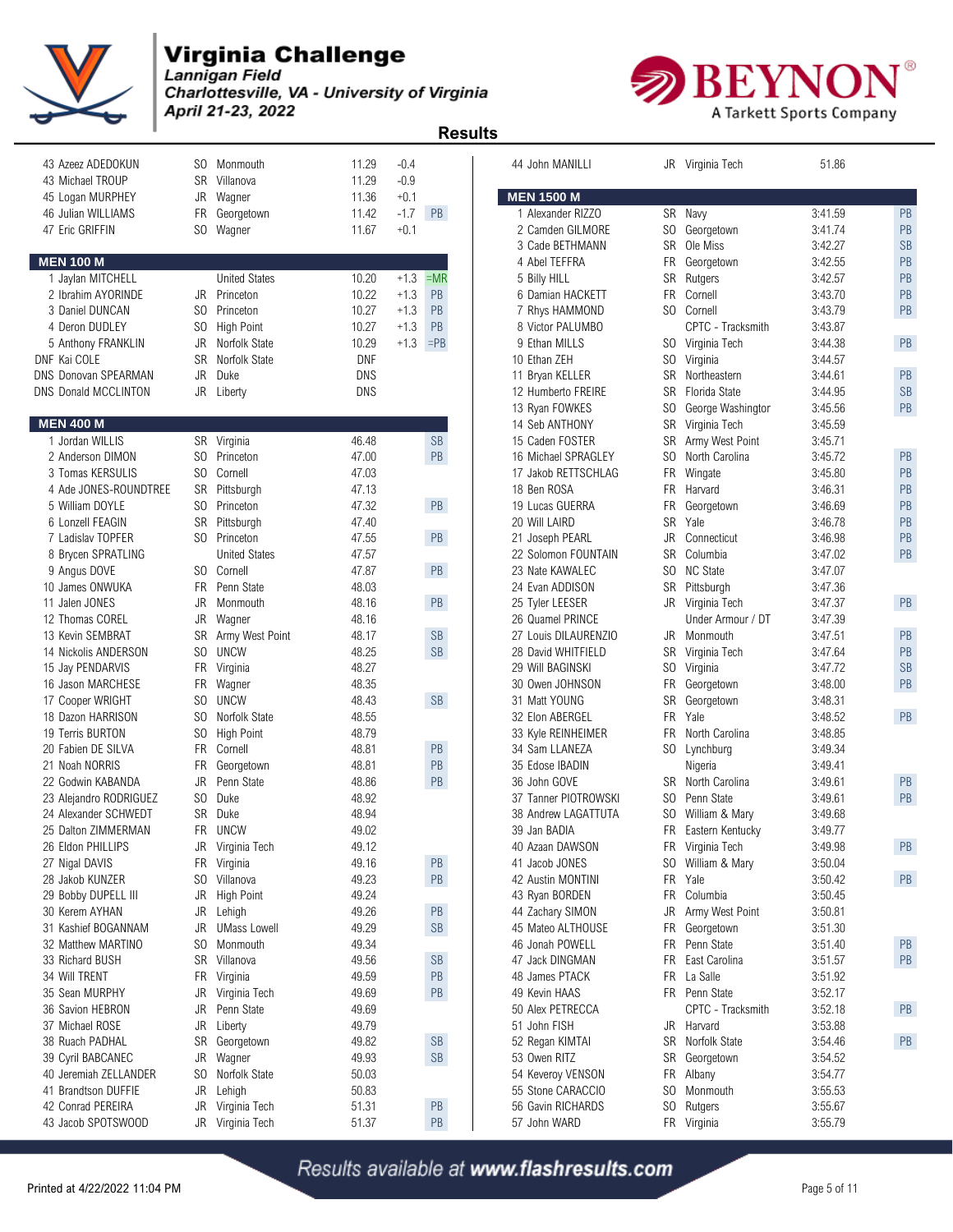# Virginia Challenge

*Lannigan Field*
*Charlottesville, VA - University of Virginia*
*April 21-23, 2022*

## Results

| Place | Name | Yr | School | Time | Wind | Note |
|---|---|---|---|---|---|---|
| 43 | Azeez ADEDOKUN | SO | Monmouth | 11.29 | -0.4 | |
| 43 | Michael TROUP | SR | Villanova | 11.29 | -0.9 | |
| 45 | Logan MURPHEY | JR | Wagner | 11.36 | +0.1 | |
| 46 | Julian WILLIAMS | FR | Georgetown | 11.42 | -1.7 | PB |
| 47 | Eric GRIFFIN | SO | Wagner | 11.67 | +0.1 | |

### MEN 100 M

| Place | Name | Yr | School | Time | Wind | Note |
|---|---|---|---|---|---|---|
| 1 | Jaylan MITCHELL | | United States | 10.20 | +1.3 | =MR |
| 2 | Ibrahim AYORINDE | JR | Princeton | 10.22 | +1.3 | PB |
| 3 | Daniel DUNCAN | SO | Princeton | 10.27 | +1.3 | PB |
| 4 | Deron DUDLEY | SO | High Point | 10.27 | +1.3 | PB |
| 5 | Anthony FRANKLIN | JR | Norfolk State | 10.29 | +1.3 | =PB |
| DNF | Kai COLE | SR | Norfolk State | DNF | | |
| DNS | Donovan SPEARMAN | JR | Duke | DNS | | |
| DNS | Donald MCCLINTON | JR | Liberty | DNS | | |

### MEN 400 M

| Place | Name | Yr | School | Time | Note |
|---|---|---|---|---|---|
| 1 | Jordan WILLIS | SR | Virginia | 46.48 | SB |
| 2 | Anderson DIMON | SO | Princeton | 47.00 | PB |
| 3 | Tomas KERSULIS | SO | Cornell | 47.03 | |
| 4 | Ade JONES-ROUNDTREE | SR | Pittsburgh | 47.13 | |
| 5 | William DOYLE | SO | Princeton | 47.32 | PB |
| 6 | Lonzell FEAGIN | SR | Pittsburgh | 47.40 | |
| 7 | Ladislav TOPFER | SO | Princeton | 47.55 | PB |
| 8 | Brycen SPRATLING | | United States | 47.57 | |
| 9 | Angus DOVE | SO | Cornell | 47.87 | PB |
| 10 | James ONWUKA | FR | Penn State | 48.03 | |
| 11 | Jalen JONES | JR | Monmouth | 48.16 | PB |
| 12 | Thomas COREL | JR | Wagner | 48.16 | |
| 13 | Kevin SEMBRAT | SR | Army West Point | 48.17 | SB |
| 14 | Nickolis ANDERSON | SO | UNCW | 48.25 | SB |
| 15 | Jay PENDARVIS | FR | Virginia | 48.27 | |
| 16 | Jason MARCHESE | FR | Wagner | 48.35 | |
| 17 | Cooper WRIGHT | SO | UNCW | 48.43 | SB |
| 18 | Dazon HARRISON | SO | Norfolk State | 48.55 | |
| 19 | Terris BURTON | SO | High Point | 48.79 | |
| 20 | Fabien DE SILVA | FR | Cornell | 48.81 | PB |
| 21 | Noah NORRIS | FR | Georgetown | 48.81 | PB |
| 22 | Godwin KABANDA | JR | Penn State | 48.86 | PB |
| 23 | Alejandro RODRIGUEZ | SO | Duke | 48.92 | |
| 24 | Alexander SCHWEDT | SR | Duke | 48.94 | |
| 25 | Dalton ZIMMERMAN | FR | UNCW | 49.02 | |
| 26 | Eldon PHILLIPS | JR | Virginia Tech | 49.12 | |
| 27 | Nigal DAVIS | FR | Virginia | 49.16 | PB |
| 28 | Jakob KUNZER | SO | Villanova | 49.23 | PB |
| 29 | Bobby DUPELL III | JR | High Point | 49.24 | |
| 30 | Kerem AYHAN | JR | Lehigh | 49.26 | PB |
| 31 | Kashief BOGANNAM | JR | UMass Lowell | 49.29 | SB |
| 32 | Matthew MARTINO | SO | Monmouth | 49.34 | |
| 33 | Richard BUSH | SR | Villanova | 49.56 | SB |
| 34 | Will TRENT | FR | Virginia | 49.59 | PB |
| 35 | Sean MURPHY | JR | Virginia Tech | 49.69 | PB |
| 36 | Savion HEBRON | JR | Penn State | 49.69 | |
| 37 | Michael ROSE | JR | Liberty | 49.79 | |
| 38 | Ruach PADHAL | SR | Georgetown | 49.82 | SB |
| 39 | Cyril BABCANEC | JR | Wagner | 49.93 | SB |
| 40 | Jeremiah ZELLANDER | SO | Norfolk State | 50.03 | |
| 41 | Brandtson DUFFIE | JR | Lehigh | 50.83 | |
| 42 | Conrad PEREIRA | JR | Virginia Tech | 51.31 | PB |
| 43 | Jacob SPOTSWOOD | JR | Virginia Tech | 51.37 | PB |
| 44 | John MANILLI | JR | Virginia Tech | 51.86 | |

### MEN 1500 M

| Place | Name | Yr | School | Time | Note |
|---|---|---|---|---|---|
| 1 | Alexander RIZZO | SR | Navy | 3:41.59 | PB |
| 2 | Camden GILMORE | SO | Georgetown | 3:41.74 | PB |
| 3 | Cade BETHMANN | SR | Ole Miss | 3:42.27 | SB |
| 4 | Abel TEFFRA | FR | Georgetown | 3:42.55 | PB |
| 5 | Billy HILL | SR | Rutgers | 3:42.57 | PB |
| 6 | Damian HACKETT | FR | Cornell | 3:43.70 | PB |
| 7 | Rhys HAMMOND | SO | Cornell | 3:43.79 | PB |
| 8 | Victor PALUMBO | | CPTC - Tracksmith | 3:43.87 | |
| 9 | Ethan MILLS | SO | Virginia Tech | 3:44.38 | PB |
| 10 | Ethan ZEH | SO | Virginia | 3:44.57 | |
| 11 | Bryan KELLER | SR | Northeastern | 3:44.61 | PB |
| 12 | Humberto FREIRE | SR | Florida State | 3:44.95 | SB |
| 13 | Ryan FOWKES | SO | George Washingtor | 3:45.56 | PB |
| 14 | Seb ANTHONY | SR | Virginia Tech | 3:45.59 | |
| 15 | Caden FOSTER | SR | Army West Point | 3:45.71 | |
| 16 | Michael SPRAGLEY | SO | North Carolina | 3:45.72 | PB |
| 17 | Jakob RETTSCHLAG | FR | Wingate | 3:45.80 | PB |
| 18 | Ben ROSA | FR | Harvard | 3:46.31 | PB |
| 19 | Lucas GUERRA | FR | Georgetown | 3:46.69 | PB |
| 20 | Will LAIRD | SR | Yale | 3:46.78 | PB |
| 21 | Joseph PEARL | JR | Connecticut | 3:46.98 | PB |
| 22 | Solomon FOUNTAIN | SR | Columbia | 3:47.02 | PB |
| 23 | Nate KAWALEC | SO | NC State | 3:47.07 | |
| 24 | Evan ADDISON | SR | Pittsburgh | 3:47.36 | |
| 25 | Tyler LEESER | JR | Virginia Tech | 3:47.37 | PB |
| 26 | Quamel PRINCE | | Under Armour / DT | 3:47.39 | |
| 27 | Louis DILAURENZIO | JR | Monmouth | 3:47.51 | PB |
| 28 | David WHITFIELD | SR | Virginia Tech | 3:47.64 | PB |
| 29 | Will BAGINSKI | SO | Virginia | 3:47.72 | SB |
| 30 | Owen JOHNSON | FR | Georgetown | 3:48.00 | PB |
| 31 | Matt YOUNG | SR | Georgetown | 3:48.31 | |
| 32 | Elon ABERGEL | FR | Yale | 3:48.52 | PB |
| 33 | Kyle REINHEIMER | FR | North Carolina | 3:48.85 | |
| 34 | Sam LLANEZA | SO | Lynchburg | 3:49.34 | |
| 35 | Edose IBADIN | | Nigeria | 3:49.41 | |
| 36 | John GOVE | SR | North Carolina | 3:49.61 | PB |
| 37 | Tanner PIOTROWSKI | SO | Penn State | 3:49.61 | PB |
| 38 | Andrew LAGATTUTA | SO | William & Mary | 3:49.68 | |
| 39 | Jan BADIA | FR | Eastern Kentucky | 3:49.77 | |
| 40 | Azaan DAWSON | FR | Virginia Tech | 3:49.98 | PB |
| 41 | Jacob JONES | SO | William & Mary | 3:50.04 | |
| 42 | Austin MONTINI | FR | Yale | 3:50.42 | PB |
| 43 | Ryan BORDEN | FR | Columbia | 3:50.45 | |
| 44 | Zachary SIMON | JR | Army West Point | 3:50.81 | |
| 45 | Mateo ALTHOUSE | FR | Georgetown | 3:51.30 | |
| 46 | Jonah POWELL | FR | Penn State | 3:51.40 | PB |
| 47 | Jack DINGMAN | FR | East Carolina | 3:51.57 | PB |
| 48 | James PTACK | FR | La Salle | 3:51.92 | |
| 49 | Kevin HAAS | FR | Penn State | 3:52.17 | |
| 50 | Alex PETRECCA | | CPTC - Tracksmith | 3:52.18 | PB |
| 51 | John FISH | JR | Harvard | 3:53.88 | |
| 52 | Regan KIMTAI | SR | Norfolk State | 3:54.46 | PB |
| 53 | Owen RITZ | SR | Georgetown | 3:54.52 | |
| 54 | Keveroy VENSON | FR | Albany | 3:54.77 | |
| 55 | Stone CARACCIO | SO | Monmouth | 3:55.53 | |
| 56 | Gavin RICHARDS | SO | Rutgers | 3:55.67 | |
| 57 | John WARD | FR | Virginia | 3:55.79 | |

*Results available at www.flashresults.com*

Printed at 4/22/2022 11:04 PM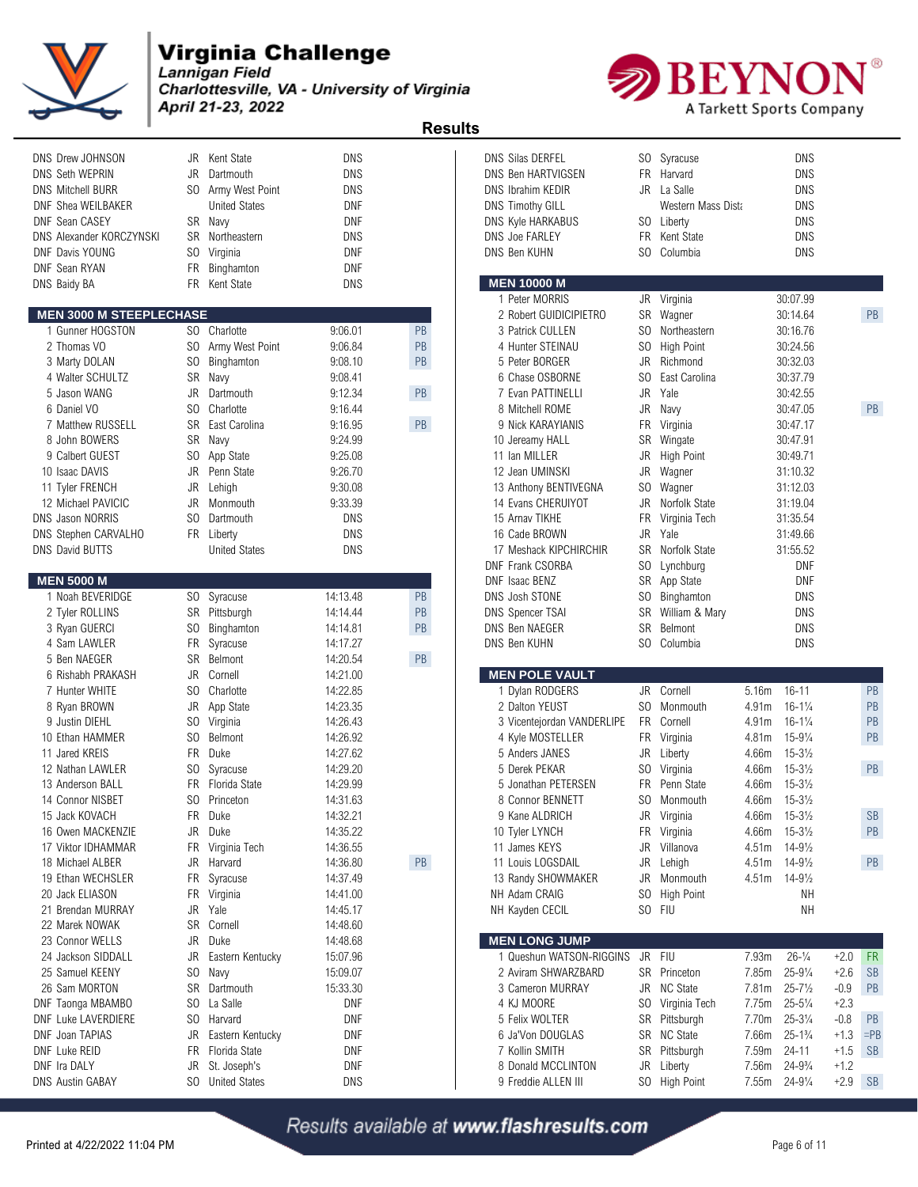# Virginia Challenge

*Lannigan Field*
*Charlottesville, VA - University of Virginia*
*April 21-23, 2022*

## Results

| Place | Name | Yr | Team | Mark | |
|---|---|---|---|---|---|
| DNS | Drew JOHNSON | JR | Kent State | DNS | |
| DNS | Seth WEPRIN | JR | Dartmouth | DNS | |
| DNS | Mitchell BURR | SO | Army West Point | DNS | |
| DNF | Shea WEILBAKER | | United States | DNF | |
| DNF | Sean CASEY | SR | Navy | DNF | |
| DNS | Alexander KORCZYNSKI | SR | Northeastern | DNS | |
| DNF | Davis YOUNG | SO | Virginia | DNF | |
| DNF | Sean RYAN | FR | Binghamton | DNF | |
| DNS | Baidy BA | FR | Kent State | DNS | |

### MEN 3000 M STEEPLECHASE

| Place | Name | Yr | Team | Mark | |
|---|---|---|---|---|---|
| 1 | Gunner HOGSTON | SO | Charlotte | 9:06.01 | PB |
| 2 | Thomas VO | SO | Army West Point | 9:06.84 | PB |
| 3 | Marty DOLAN | SO | Binghamton | 9:08.10 | PB |
| 4 | Walter SCHULTZ | SR | Navy | 9:08.41 | |
| 5 | Jason WANG | JR | Dartmouth | 9:12.34 | PB |
| 6 | Daniel VO | SO | Charlotte | 9:16.44 | |
| 7 | Matthew RUSSELL | SR | East Carolina | 9:16.95 | PB |
| 8 | John BOWERS | SR | Navy | 9:24.99 | |
| 9 | Calbert GUEST | SO | App State | 9:25.08 | |
| 10 | Isaac DAVIS | JR | Penn State | 9:26.70 | |
| 11 | Tyler FRENCH | JR | Lehigh | 9:30.08 | |
| 12 | Michael PAVICIC | JR | Monmouth | 9:33.39 | |
| DNS | Jason NORRIS | SO | Dartmouth | DNS | |
| DNS | Stephen CARVALHO | FR | Liberty | DNS | |
| DNS | David BUTTS | | United States | DNS | |

### MEN 5000 M

| Place | Name | Yr | Team | Mark | |
|---|---|---|---|---|---|
| 1 | Noah BEVERIDGE | SO | Syracuse | 14:13.48 | PB |
| 2 | Tyler ROLLINS | SR | Pittsburgh | 14:14.44 | PB |
| 3 | Ryan GUERCI | SO | Binghamton | 14:14.81 | PB |
| 4 | Sam LAWLER | FR | Syracuse | 14:17.27 | |
| 5 | Ben NAEGER | SR | Belmont | 14:20.54 | PB |
| 6 | Rishabh PRAKASH | JR | Cornell | 14:21.00 | |
| 7 | Hunter WHITE | SO | Charlotte | 14:22.85 | |
| 8 | Ryan BROWN | JR | App State | 14:23.35 | |
| 9 | Justin DIEHL | SO | Virginia | 14:26.43 | |
| 10 | Ethan HAMMER | SO | Belmont | 14:26.92 | |
| 11 | Jared KREIS | FR | Duke | 14:27.62 | |
| 12 | Nathan LAWLER | SO | Syracuse | 14:29.20 | |
| 13 | Anderson BALL | FR | Florida State | 14:29.99 | |
| 14 | Connor NISBET | SO | Princeton | 14:31.63 | |
| 15 | Jack KOVACH | FR | Duke | 14:32.21 | |
| 16 | Owen MACKENZIE | JR | Duke | 14:35.22 | |
| 17 | Viktor IDHAMMAR | FR | Virginia Tech | 14:36.55 | |
| 18 | Michael ALBER | JR | Harvard | 14:36.80 | PB |
| 19 | Ethan WECHSLER | FR | Syracuse | 14:37.49 | |
| 20 | Jack ELIASON | FR | Virginia | 14:41.00 | |
| 21 | Brendan MURRAY | JR | Yale | 14:45.17 | |
| 22 | Marek NOWAK | SR | Cornell | 14:48.60 | |
| 23 | Connor WELLS | JR | Duke | 14:48.68 | |
| 24 | Jackson SIDDALL | JR | Eastern Kentucky | 15:07.96 | |
| 25 | Samuel KEENY | SO | Navy | 15:09.07 | |
| 26 | Sam MORTON | SR | Dartmouth | 15:33.30 | |
| DNF | Taonga MBAMBO | SO | La Salle | DNF | |
| DNF | Luke LAVERDIERE | SO | Harvard | DNF | |
| DNF | Joan TAPIAS | JR | Eastern Kentucky | DNF | |
| DNF | Luke REID | FR | Florida State | DNF | |
| DNF | Ira DALY | JR | St. Joseph's | DNF | |
| DNS | Austin GABAY | SO | United States | DNS | |

| Place | Name | Yr | Team | Mark |
|---|---|---|---|---|
| DNS | Silas DERFEL | SO | Syracuse | DNS |
| DNS | Ben HARTVIGSEN | FR | Harvard | DNS |
| DNS | Ibrahim KEDIR | JR | La Salle | DNS |
| DNS | Timothy GILL | | Western Mass Dist | DNS |
| DNS | Kyle HARKABUS | SO | Liberty | DNS |
| DNS | Joe FARLEY | FR | Kent State | DNS |
| DNS | Ben KUHN | SO | Columbia | DNS |

### MEN 10000 M

| Place | Name | Yr | Team | Mark | |
|---|---|---|---|---|---|
| 1 | Peter MORRIS | JR | Virginia | 30:07.99 | |
| 2 | Robert GUIDICIPIETRO | SR | Wagner | 30:14.64 | PB |
| 3 | Patrick CULLEN | SO | Northeastern | 30:16.76 | |
| 4 | Hunter STEINAU | SO | High Point | 30:24.56 | |
| 5 | Peter BORGER | JR | Richmond | 30:32.03 | |
| 6 | Chase OSBORNE | SO | East Carolina | 30:37.79 | |
| 7 | Evan PATTINELLI | JR | Yale | 30:42.55 | |
| 8 | Mitchell ROME | JR | Navy | 30:47.05 | PB |
| 9 | Nick KARAYIANIS | FR | Virginia | 30:47.17 | |
| 10 | Jereamy HALL | SR | Wingate | 30:47.91 | |
| 11 | Ian MILLER | JR | High Point | 30:49.71 | |
| 12 | Jean UMINSKI | JR | Wagner | 31:10.32 | |
| 13 | Anthony BENTIVEGNA | SO | Wagner | 31:12.03 | |
| 14 | Evans CHERUIYOT | JR | Norfolk State | 31:19.04 | |
| 15 | Arnav TIKHE | FR | Virginia Tech | 31:35.54 | |
| 16 | Cade BROWN | JR | Yale | 31:49.66 | |
| 17 | Meshack KIPCHIRCHIR | SR | Norfolk State | 31:55.52 | |
| DNF | Frank CSORBA | SO | Lynchburg | DNF | |
| DNF | Isaac BENZ | SR | App State | DNF | |
| DNS | Josh STONE | SO | Binghamton | DNS | |
| DNS | Spencer TSAI | SR | William & Mary | DNS | |
| DNS | Ben NAEGER | SR | Belmont | DNS | |
| DNS | Ben KUHN | SO | Columbia | DNS | |

### MEN POLE VAULT

| Place | Name | Yr | Team | Mark | Imperial | |
|---|---|---|---|---|---|---|
| 1 | Dylan RODGERS | JR | Cornell | 5.16m | 16-11 | PB |
| 2 | Dalton YEUST | SO | Monmouth | 4.91m | 16-1¼ | PB |
| 3 | Vicentejordan VANDERLIPE | FR | Cornell | 4.91m | 16-1¼ | PB |
| 4 | Kyle MOSTELLER | FR | Virginia | 4.81m | 15-9¼ | PB |
| 5 | Anders JANES | JR | Liberty | 4.66m | 15-3½ | |
| 5 | Derek PEKAR | SO | Virginia | 4.66m | 15-3½ | PB |
| 5 | Jonathan PETERSEN | FR | Penn State | 4.66m | 15-3½ | |
| 8 | Connor BENNETT | SO | Monmouth | 4.66m | 15-3½ | |
| 9 | Kane ALDRICH | JR | Virginia | 4.66m | 15-3½ | SB |
| 10 | Tyler LYNCH | FR | Virginia | 4.66m | 15-3½ | PB |
| 11 | James KEYS | JR | Villanova | 4.51m | 14-9½ | |
| 11 | Louis LOGSDAIL | JR | Lehigh | 4.51m | 14-9½ | PB |
| 13 | Randy SHOWMAKER | JR | Monmouth | 4.51m | 14-9½ | |
| NH | Adam CRAIG | SO | High Point | | NH | |
| NH | Kayden CECIL | SO | FIU | | NH | |

### MEN LONG JUMP

| Place | Name | Yr | Team | Mark | Imperial | Wind | |
|---|---|---|---|---|---|---|---|
| 1 | Queshun WATSON-RIGGINS | JR | FIU | 7.93m | 26-¼ | +2.0 | FR |
| 2 | Aviram SHWARZBARD | SR | Princeton | 7.85m | 25-9¼ | +2.6 | SB |
| 3 | Cameron MURRAY | JR | NC State | 7.81m | 25-7½ | -0.9 | PB |
| 4 | KJ MOORE | SO | Virginia Tech | 7.75m | 25-5¼ | +2.3 | |
| 5 | Felix WOLTER | SR | Pittsburgh | 7.70m | 25-3¼ | -0.8 | PB |
| 6 | Ja'Von DOUGLAS | SR | NC State | 7.66m | 25-1¾ | +1.3 | =PB |
| 7 | Kollin SMITH | SR | Pittsburgh | 7.59m | 24-11 | +1.5 | SB |
| 8 | Donald MCCLINTON | JR | Liberty | 7.56m | 24-9¾ | +1.2 | |
| 9 | Freddie ALLEN III | SO | High Point | 7.55m | 24-9¼ | +2.9 | SB |

Results available at www.flashresults.com

Printed at 4/22/2022 11:04 PM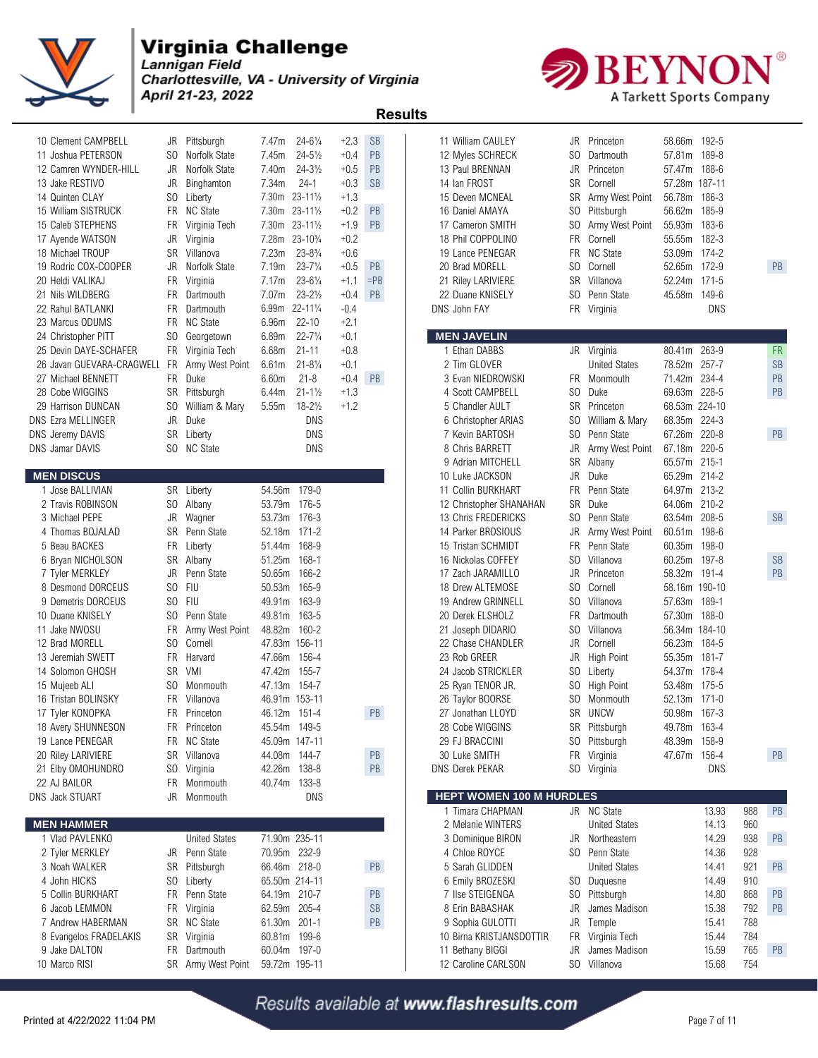# Virginia Challenge

*Lannigan Field*
*Charlottesville, VA - University of Virginia*
*April 21-23, 2022*

## Results

| Place | Name | Year | Team | Mark | Imperial | Wind | Note |
|---|---|---|---|---|---|---|---|
| 10 | Clement CAMPBELL | JR | Pittsburgh | 7.47m | 24-6¼ | +2.3 | SB |
| 11 | Joshua PETERSON | SO | Norfolk State | 7.45m | 24-5½ | +0.4 | PB |
| 12 | Camren WYNDER-HILL | JR | Norfolk State | 7.40m | 24-3½ | +0.5 | PB |
| 13 | Jake RESTIVO | JR | Binghamton | 7.34m | 24-1 | +0.3 | SB |
| 14 | Quinten CLAY | SO | Liberty | 7.30m | 23-11½ | +1.3 | |
| 15 | William SISTRUCK | FR | NC State | 7.30m | 23-11½ | +0.2 | PB |
| 15 | Caleb STEPHENS | FR | Virginia Tech | 7.30m | 23-11½ | +1.9 | PB |
| 17 | Ayende WATSON | JR | Virginia | 7.28m | 23-10¾ | +0.2 | |
| 18 | Michael TROUP | SR | Villanova | 7.23m | 23-8¾ | +0.6 | |
| 19 | Rodric COX-COOPER | JR | Norfolk State | 7.19m | 23-7¼ | +0.5 | PB |
| 20 | Heldi VALIKAJ | FR | Virginia | 7.17m | 23-6¼ | +1.1 | =PB |
| 21 | Nils WILDBERG | FR | Dartmouth | 7.07m | 23-2½ | +0.4 | PB |
| 22 | Rahul BATLANKI | FR | Dartmouth | 6.99m | 22-11¼ | -0.4 | |
| 23 | Marcus ODUMS | FR | NC State | 6.96m | 22-10 | +2.1 | |
| 24 | Christopher PITT | SO | Georgetown | 6.89m | 22-7¼ | +0.1 | |
| 25 | Devin DAYE-SCHAFER | FR | Virginia Tech | 6.68m | 21-11 | +0.8 | |
| 26 | Javan GUEVARA-CRAGWELL | FR | Army West Point | 6.61m | 21-8¼ | +0.1 | |
| 27 | Michael BENNETT | FR | Duke | 6.60m | 21-8 | +0.4 | PB |
| 28 | Cobe WIGGINS | SR | Pittsburgh | 6.44m | 21-1½ | +1.3 | |
| 29 | Harrison DUNCAN | SO | William & Mary | 5.55m | 18-2½ | +1.2 | |
| DNS | Ezra MELLINGER | JR | Duke | DNS | | | |
| DNS | Jeremy DAVIS | SR | Liberty | DNS | | | |
| DNS | Jamar DAVIS | SO | NC State | DNS | | | |

### MEN DISCUS

| Place | Name | Year | Team | Mark | Imperial | Note |
|---|---|---|---|---|---|---|
| 1 | Jose BALLIVIAN | SR | Liberty | 54.56m | 179-0 | |
| 2 | Travis ROBINSON | SO | Albany | 53.79m | 176-5 | |
| 3 | Michael PEPE | JR | Wagner | 53.73m | 176-3 | |
| 4 | Thomas BOJALAD | SR | Penn State | 52.18m | 171-2 | |
| 5 | Beau BACKES | FR | Liberty | 51.44m | 168-9 | |
| 6 | Bryan NICHOLSON | SR | Albany | 51.25m | 168-1 | |
| 7 | Tyler MERKLEY | JR | Penn State | 50.65m | 166-2 | |
| 8 | Desmond DORCEUS | SO | FIU | 50.53m | 165-9 | |
| 9 | Demetris DORCEUS | SO | FIU | 49.91m | 163-9 | |
| 10 | Duane KNISELY | SO | Penn State | 49.81m | 163-5 | |
| 11 | Jake NWOSU | FR | Army West Point | 48.82m | 160-2 | |
| 12 | Brad MORELL | SO | Cornell | 47.83m | 156-11 | |
| 13 | Jeremiah SWETT | FR | Harvard | 47.66m | 156-4 | |
| 14 | Solomon GHOSH | SR | VMI | 47.42m | 155-7 | |
| 15 | Mujeeb ALI | SO | Monmouth | 47.13m | 154-7 | |
| 16 | Tristan BOLINSKY | FR | Villanova | 46.91m | 153-11 | |
| 17 | Tyler KONOPKA | FR | Princeton | 46.12m | 151-4 | PB |
| 18 | Avery SHUNNESON | FR | Princeton | 45.54m | 149-5 | |
| 19 | Lance PENEGAR | FR | NC State | 45.09m | 147-11 | |
| 20 | Riley LARIVIERE | SR | Villanova | 44.08m | 144-7 | PB |
| 21 | Elby OMOHUNDRO | SO | Virginia | 42.26m | 138-8 | PB |
| 22 | AJ BAILOR | FR | Monmouth | 40.74m | 133-8 | |
| DNS | Jack STUART | JR | Monmouth | DNS | | |

### MEN HAMMER

| Place | Name | Year | Team | Mark | Imperial | Note |
|---|---|---|---|---|---|---|
| 1 | Vlad PAVLENKO | | United States | 71.90m | 235-11 | |
| 2 | Tyler MERKLEY | JR | Penn State | 70.95m | 232-9 | |
| 3 | Noah WALKER | SR | Pittsburgh | 66.46m | 218-0 | PB |
| 4 | John HICKS | SO | Liberty | 65.50m | 214-11 | |
| 5 | Collin BURKHART | FR | Penn State | 64.19m | 210-7 | PB |
| 6 | Jacob LEMMON | FR | Virginia | 62.59m | 205-4 | SB |
| 7 | Andrew HABERMAN | SR | NC State | 61.30m | 201-1 | PB |
| 8 | Evangelos FRADELAKIS | SR | Virginia | 60.81m | 199-6 | |
| 9 | Jake DALTON | FR | Dartmouth | 60.04m | 197-0 | |
| 10 | Marco RISI | SR | Army West Point | 59.72m | 195-11 | |
| 11 | William CAULEY | JR | Princeton | 58.66m | 192-5 | |
| 12 | Myles SCHRECK | SO | Dartmouth | 57.81m | 189-8 | |
| 13 | Paul BRENNAN | JR | Princeton | 57.47m | 188-6 | |
| 14 | Ian FROST | SR | Cornell | 57.28m | 187-11 | |
| 15 | Deven MCNEAL | SR | Army West Point | 56.78m | 186-3 | |
| 16 | Daniel AMAYA | SO | Pittsburgh | 56.62m | 185-9 | |
| 17 | Cameron SMITH | SO | Army West Point | 55.93m | 183-6 | |
| 18 | Phil COPPOLINO | FR | Cornell | 55.55m | 182-3 | |
| 19 | Lance PENEGAR | FR | NC State | 53.09m | 174-2 | |
| 20 | Brad MORELL | SO | Cornell | 52.65m | 172-9 | PB |
| 21 | Riley LARIVIERE | SR | Villanova | 52.24m | 171-5 | |
| 22 | Duane KNISELY | SO | Penn State | 45.58m | 149-6 | |
| DNS | John FAY | FR | Virginia | DNS | | |

### MEN JAVELIN

| Place | Name | Year | Team | Mark | Imperial | Note |
|---|---|---|---|---|---|---|
| 1 | Ethan DABBS | JR | Virginia | 80.41m | 263-9 | FR |
| 2 | Tim GLOVER | | United States | 78.52m | 257-7 | SB |
| 3 | Evan NIEDROWSKI | FR | Monmouth | 71.42m | 234-4 | PB |
| 4 | Scott CAMPBELL | SO | Duke | 69.63m | 228-5 | PB |
| 5 | Chandler AULT | SR | Princeton | 68.53m | 224-10 | |
| 6 | Christopher ARIAS | SO | William & Mary | 68.35m | 224-3 | |
| 7 | Kevin BARTOSH | SO | Penn State | 67.26m | 220-8 | PB |
| 8 | Chris BARRETT | JR | Army West Point | 67.18m | 220-5 | |
| 9 | Adrian MITCHELL | SR | Albany | 65.57m | 215-1 | |
| 10 | Luke JACKSON | JR | Duke | 65.29m | 214-2 | |
| 11 | Collin BURKHART | FR | Penn State | 64.97m | 213-2 | |
| 12 | Christopher SHANAHAN | SR | Duke | 64.06m | 210-2 | |
| 13 | Chris FREDERICKS | SO | Penn State | 63.54m | 208-5 | SB |
| 14 | Parker BROSIOUS | JR | Army West Point | 60.51m | 198-6 | |
| 15 | Tristan SCHMIDT | FR | Penn State | 60.35m | 198-0 | |
| 16 | Nickolas COFFEY | SO | Villanova | 60.25m | 197-8 | SB |
| 17 | Zach JARAMILLO | JR | Princeton | 58.32m | 191-4 | PB |
| 18 | Drew ALTEMOSE | SO | Cornell | 58.16m | 190-10 | |
| 19 | Andrew GRINNELL | SO | Villanova | 57.63m | 189-1 | |
| 20 | Derek ELSHOLZ | FR | Dartmouth | 57.30m | 188-0 | |
| 21 | Joseph DIDARIO | SO | Villanova | 56.34m | 184-10 | |
| 22 | Chase CHANDLER | JR | Cornell | 56.23m | 184-5 | |
| 23 | Rob GREER | JR | High Point | 55.35m | 181-7 | |
| 24 | Jacob STRICKLER | SO | Liberty | 54.37m | 178-4 | |
| 25 | Ryan TENOR JR. | SO | High Point | 53.48m | 175-5 | |
| 26 | Taylor BOORSE | SO | Monmouth | 52.13m | 171-0 | |
| 27 | Jonathan LLOYD | SR | UNCW | 50.98m | 167-3 | |
| 28 | Cobe WIGGINS | SR | Pittsburgh | 49.78m | 163-4 | |
| 29 | FJ BRACCINI | SO | Pittsburgh | 48.39m | 158-9 | |
| 30 | Luke SMITH | FR | Virginia | 47.67m | 156-4 | PB |
| DNS | Derek PEKAR | SO | Virginia | DNS | | |

### HEPT WOMEN 100 M HURDLES

| Place | Name | Year | Team | Time | Points | Note |
|---|---|---|---|---|---|---|
| 1 | Timara CHAPMAN | JR | NC State | 13.93 | 988 | PB |
| 2 | Melanie WINTERS | | United States | 14.13 | 960 | |
| 3 | Dominique BIRON | JR | Northeastern | 14.29 | 938 | PB |
| 4 | Chloe ROYCE | SO | Penn State | 14.36 | 928 | |
| 5 | Sarah GLIDDEN | | United States | 14.41 | 921 | PB |
| 6 | Emily BROZESKI | SO | Duquesne | 14.49 | 910 | |
| 7 | Ilse STEIGENGA | SO | Pittsburgh | 14.80 | 868 | PB |
| 8 | Erin BABASHAK | JR | James Madison | 15.38 | 792 | PB |
| 9 | Sophia GULOTTI | JR | Temple | 15.41 | 788 | |
| 10 | Birna KRISTJANSDOTTIR | FR | Virginia Tech | 15.44 | 784 | |
| 11 | Bethany BIGGI | JR | James Madison | 15.59 | 765 | PB |
| 12 | Caroline CARLSON | SO | Villanova | 15.68 | 754 | |

*Results available at www.flashresults.com*

Printed at 4/22/2022 11:04 PM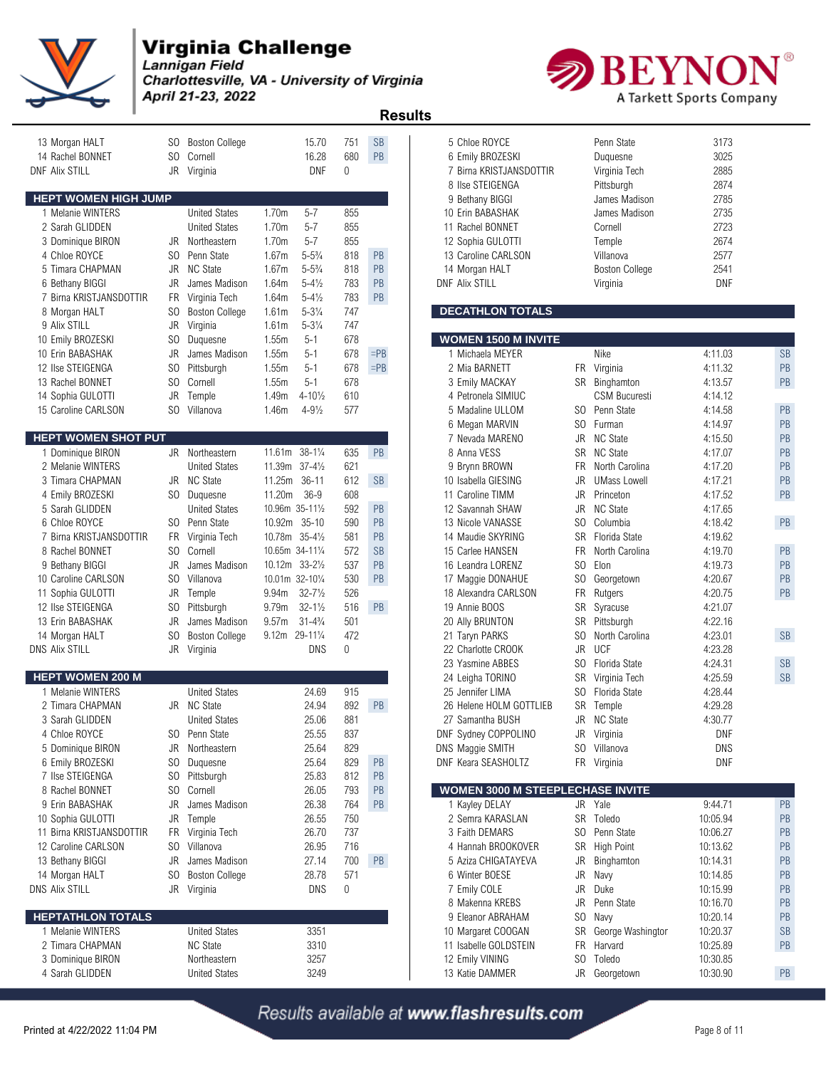# Virginia Challenge

*Lannigan Field*
*Charlottesville, VA - University of Virginia*
*April 21-23, 2022*

## Results

| Place | Name | Year | Team | Mark | Points | Note |
|---|---|---|---|---|---|---|
| 13 | Morgan HALT | SO | Boston College | 15.70 | 751 | SB |
| 14 | Rachel BONNET | SO | Cornell | 16.28 | 680 | PB |
| DNF | Alix STILL | JR | Virginia | DNF | 0 | |

### HEPT WOMEN HIGH JUMP

| Place | Name | Year | Team | Mark | Imperial | Points | Note |
|---|---|---|---|---|---|---|---|
| 1 | Melanie WINTERS | | United States | 1.70m | 5-7 | 855 | |
| 2 | Sarah GLIDDEN | | United States | 1.70m | 5-7 | 855 | |
| 3 | Dominique BIRON | JR | Northeastern | 1.70m | 5-7 | 855 | |
| 4 | Chloe ROYCE | SO | Penn State | 1.67m | 5-5¾ | 818 | PB |
| 5 | Timara CHAPMAN | JR | NC State | 1.67m | 5-5¾ | 818 | PB |
| 6 | Bethany BIGGI | JR | James Madison | 1.64m | 5-4½ | 783 | PB |
| 7 | Birna KRISTJANSDOTTIR | FR | Virginia Tech | 1.64m | 5-4½ | 783 | PB |
| 8 | Morgan HALT | SO | Boston College | 1.61m | 5-3¼ | 747 | |
| 9 | Alix STILL | JR | Virginia | 1.61m | 5-3¼ | 747 | |
| 10 | Emily BROZESKI | SO | Duquesne | 1.55m | 5-1 | 678 | |
| 10 | Erin BABASHAK | JR | James Madison | 1.55m | 5-1 | 678 | =PB |
| 12 | Ilse STEIGENGA | SO | Pittsburgh | 1.55m | 5-1 | 678 | =PB |
| 13 | Rachel BONNET | SO | Cornell | 1.55m | 5-1 | 678 | |
| 14 | Sophia GULOTTI | JR | Temple | 1.49m | 4-10½ | 610 | |
| 15 | Caroline CARLSON | SO | Villanova | 1.46m | 4-9½ | 577 | |

### HEPT WOMEN SHOT PUT

| Place | Name | Year | Team | Mark | Imperial | Points | Note |
|---|---|---|---|---|---|---|---|
| 1 | Dominique BIRON | JR | Northeastern | 11.61m | 38-1¼ | 635 | PB |
| 2 | Melanie WINTERS | | United States | 11.39m | 37-4½ | 621 | |
| 3 | Timara CHAPMAN | JR | NC State | 11.25m | 36-11 | 612 | SB |
| 4 | Emily BROZESKI | SO | Duquesne | 11.20m | 36-9 | 608 | |
| 5 | Sarah GLIDDEN | | United States | 10.96m | 35-11½ | 592 | PB |
| 6 | Chloe ROYCE | SO | Penn State | 10.92m | 35-10 | 590 | PB |
| 7 | Birna KRISTJANSDOTTIR | FR | Virginia Tech | 10.78m | 35-4½ | 581 | PB |
| 8 | Rachel BONNET | SO | Cornell | 10.65m | 34-11¼ | 572 | SB |
| 9 | Bethany BIGGI | JR | James Madison | 10.12m | 33-2½ | 537 | PB |
| 10 | Caroline CARLSON | SO | Villanova | 10.01m | 32-10¼ | 530 | PB |
| 11 | Sophia GULOTTI | JR | Temple | 9.94m | 32-7½ | 526 | |
| 12 | Ilse STEIGENGA | SO | Pittsburgh | 9.79m | 32-1½ | 516 | PB |
| 13 | Erin BABASHAK | JR | James Madison | 9.57m | 31-4¾ | 501 | |
| 14 | Morgan HALT | SO | Boston College | 9.12m | 29-11¼ | 472 | |
| DNS | Alix STILL | JR | Virginia | DNS | | 0 | |

### HEPT WOMEN 200 M

| Place | Name | Year | Team | Mark | Points | Note |
|---|---|---|---|---|---|---|
| 1 | Melanie WINTERS | | United States | 24.69 | 915 | |
| 2 | Timara CHAPMAN | JR | NC State | 24.94 | 892 | PB |
| 3 | Sarah GLIDDEN | | United States | 25.06 | 881 | |
| 4 | Chloe ROYCE | SO | Penn State | 25.55 | 837 | |
| 5 | Dominique BIRON | JR | Northeastern | 25.64 | 829 | |
| 6 | Emily BROZESKI | SO | Duquesne | 25.64 | 829 | PB |
| 7 | Ilse STEIGENGA | SO | Pittsburgh | 25.83 | 812 | PB |
| 8 | Rachel BONNET | SO | Cornell | 26.05 | 793 | PB |
| 9 | Erin BABASHAK | JR | James Madison | 26.38 | 764 | PB |
| 10 | Sophia GULOTTI | JR | Temple | 26.55 | 750 | |
| 11 | Birna KRISTJANSDOTTIR | FR | Virginia Tech | 26.70 | 737 | |
| 12 | Caroline CARLSON | SO | Villanova | 26.95 | 716 | |
| 13 | Bethany BIGGI | JR | James Madison | 27.14 | 700 | PB |
| 14 | Morgan HALT | SO | Boston College | 28.78 | 571 | |
| DNS | Alix STILL | JR | Virginia | DNS | 0 | |

### HEPTATHLON TOTALS

| Place | Name | Team | Points |
|---|---|---|---|
| 1 | Melanie WINTERS | United States | 3351 |
| 2 | Timara CHAPMAN | NC State | 3310 |
| 3 | Dominique BIRON | Northeastern | 3257 |
| 4 | Sarah GLIDDEN | United States | 3249 |
| 5 | Chloe ROYCE | Penn State | 3173 |
| 6 | Emily BROZESKI | Duquesne | 3025 |
| 7 | Birna KRISTJANSDOTTIR | Virginia Tech | 2885 |
| 8 | Ilse STEIGENGA | Pittsburgh | 2874 |
| 9 | Bethany BIGGI | James Madison | 2785 |
| 10 | Erin BABASHAK | James Madison | 2735 |
| 11 | Rachel BONNET | Cornell | 2723 |
| 12 | Sophia GULOTTI | Temple | 2674 |
| 13 | Caroline CARLSON | Villanova | 2577 |
| 14 | Morgan HALT | Boston College | 2541 |
| DNF | Alix STILL | Virginia | DNF |

### DECATHLON TOTALS

### WOMEN 1500 M INVITE

| Place | Name | Year | Team | Mark | Note |
|---|---|---|---|---|---|
| 1 | Michaela MEYER | | Nike | 4:11.03 | SB |
| 2 | Mia BARNETT | FR | Virginia | 4:11.32 | PB |
| 3 | Emily MACKAY | SR | Binghamton | 4:13.57 | PB |
| 4 | Petronela SIMIUC | | CSM Bucuresti | 4:14.12 | |
| 5 | Madaline ULLOM | SO | Penn State | 4:14.58 | PB |
| 6 | Megan MARVIN | SO | Furman | 4:14.97 | PB |
| 7 | Nevada MARENO | JR | NC State | 4:15.50 | PB |
| 8 | Anna VESS | SR | NC State | 4:17.07 | PB |
| 9 | Brynn BROWN | FR | North Carolina | 4:17.20 | PB |
| 10 | Isabella GIESING | JR | UMass Lowell | 4:17.21 | PB |
| 11 | Caroline TIMM | JR | Princeton | 4:17.52 | PB |
| 12 | Savannah SHAW | JR | NC State | 4:17.65 | |
| 13 | Nicole VANASSE | SO | Columbia | 4:18.42 | PB |
| 14 | Maudie SKYRING | SR | Florida State | 4:19.62 | |
| 15 | Carlee HANSEN | FR | North Carolina | 4:19.70 | PB |
| 16 | Leandra LORENZ | SO | Elon | 4:19.73 | PB |
| 17 | Maggie DONAHUE | SO | Georgetown | 4:20.67 | PB |
| 18 | Alexandra CARLSON | FR | Rutgers | 4:20.75 | PB |
| 19 | Annie BOOS | SR | Syracuse | 4:21.07 | |
| 20 | Ally BRUNTON | SR | Pittsburgh | 4:22.16 | |
| 21 | Taryn PARKS | SO | North Carolina | 4:23.01 | SB |
| 22 | Charlotte CROOK | JR | UCF | 4:23.28 | |
| 23 | Yasmine ABBES | SO | Florida State | 4:24.31 | SB |
| 24 | Leigha TORINO | SR | Virginia Tech | 4:25.59 | SB |
| 25 | Jennifer LIMA | SO | Florida State | 4:28.44 | |
| 26 | Helene HOLM GOTTLIEB | SR | Temple | 4:29.28 | |
| 27 | Samantha BUSH | JR | NC State | 4:30.77 | |
| DNF | Sydney COPPOLINO | JR | Virginia | DNF | |
| DNS | Maggie SMITH | SO | Villanova | DNS | |
| DNF | Keara SEASHOLTZ | FR | Virginia | DNF | |

### WOMEN 3000 M STEEPLECHASE INVITE

| Place | Name | Year | Team | Mark | Note |
|---|---|---|---|---|---|
| 1 | Kayley DELAY | JR | Yale | 9:44.71 | PB |
| 2 | Semra KARASLAN | SR | Toledo | 10:05.94 | PB |
| 3 | Faith DEMARS | SO | Penn State | 10:06.27 | PB |
| 4 | Hannah BROOKOVER | SR | High Point | 10:13.62 | PB |
| 5 | Aziza CHIGATAYEVA | JR | Binghamton | 10:14.31 | PB |
| 6 | Winter BOESE | JR | Navy | 10:14.85 | PB |
| 7 | Emily COLE | JR | Duke | 10:15.99 | PB |
| 8 | Makenna KREBS | JR | Penn State | 10:16.70 | PB |
| 9 | Eleanor ABRAHAM | SO | Navy | 10:20.14 | PB |
| 10 | Margaret COOGAN | SR | George Washington | 10:20.37 | SB |
| 11 | Isabelle GOLDSTEIN | FR | Harvard | 10:25.89 | PB |
| 12 | Emily VINING | SO | Toledo | 10:30.85 | |
| 13 | Katie DAMMER | JR | Georgetown | 10:30.90 | PB |

Results available at www.flashresults.com

Printed at 4/22/2022 11:04 PM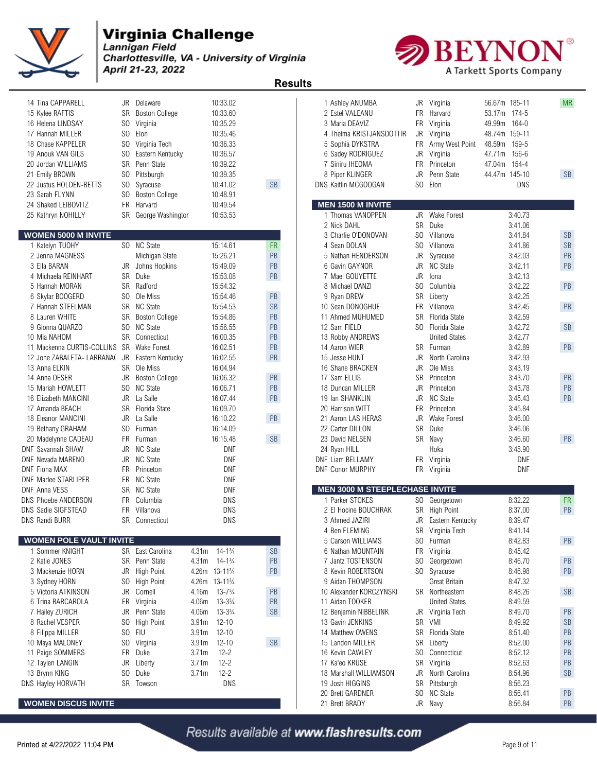# Virginia Challenge

*Lannigan Field*
*Charlottesville, VA - University of Virginia*
*April 21-23, 2022*

## Results

| Place | Name | Year | Team | Mark | |
|---|---|---|---|---|---|
| 14 | Tina CAPPARELL | JR | Delaware | 10:33.02 | |
| 15 | Kylee RAFTIS | SR | Boston College | 10:33.60 | |
| 16 | Helena LINDSAY | SO | Virginia | 10:35.29 | |
| 17 | Hannah MILLER | SO | Elon | 10:35.46 | |
| 18 | Chase KAPPELER | SO | Virginia Tech | 10:36.33 | |
| 19 | Anouk VAN GILS | SO | Eastern Kentucky | 10:36.57 | |
| 20 | Jordan WILLIAMS | SR | Penn State | 10:39.22 | |
| 21 | Emily BROWN | SO | Pittsburgh | 10:39.35 | |
| 22 | Justus HOLDEN-BETTS | SO | Syracuse | 10:41.02 | SB |
| 23 | Sarah FLYNN | SO | Boston College | 10:48.91 | |
| 24 | Shaked LEIBOVITZ | FR | Harvard | 10:49.54 | |
| 25 | Kathryn NOHILLY | SR | George Washington | 10:53.53 | |

### WOMEN 5000 M INVITE

| Place | Name | Year | Team | Mark | |
|---|---|---|---|---|---|
| 1 | Katelyn TUOHY | SO | NC State | 15:14.61 | FR |
| 2 | Jenna MAGNESS | | Michigan State | 15:26.21 | PB |
| 3 | Ella BARAN | JR | Johns Hopkins | 15:49.09 | PB |
| 4 | Michaela REINHART | SR | Duke | 15:53.08 | PB |
| 5 | Hannah MORAN | SR | Radford | 15:54.32 | |
| 6 | Skylar BOOGERD | SO | Ole Miss | 15:54.46 | PB |
| 7 | Hannah STEELMAN | SR | NC State | 15:54.53 | SB |
| 8 | Lauren WHITE | SR | Boston College | 15:54.86 | PB |
| 9 | Gionna QUARZO | SO | NC State | 15:56.55 | PB |
| 10 | Mia NAHOM | SR | Connecticut | 16:00.35 | PB |
| 11 | Mackenna CURTIS-COLLINS | SR | Wake Forest | 16:02.51 | PB |
| 12 | Jone ZABALETA- LARRANAG | JR | Eastern Kentucky | 16:02.55 | PB |
| 13 | Anna ELKIN | SR | Ole Miss | 16:04.94 | |
| 14 | Anna OESER | JR | Boston College | 16:06.32 | PB |
| 15 | Mariah HOWLETT | SO | NC State | 16:06.71 | PB |
| 16 | Elizabeth MANCINI | JR | La Salle | 16:07.44 | PB |
| 17 | Amanda BEACH | SR | Florida State | 16:09.70 | |
| 18 | Eleanor MANCINI | JR | La Salle | 16:10.22 | PB |
| 19 | Bethany GRAHAM | SO | Furman | 16:14.09 | |
| 20 | Madelynne CADEAU | FR | Furman | 16:15.48 | SB |
| DNF | Savannah SHAW | JR | NC State | DNF | |
| DNF | Nevada MARENO | JR | NC State | DNF | |
| DNF | Fiona MAX | FR | Princeton | DNF | |
| DNF | Marlee STARLIPER | FR | NC State | DNF | |
| DNF | Anna VESS | SR | NC State | DNF | |
| DNS | Phoebe ANDERSON | FR | Columbia | DNS | |
| DNS | Sadie SIGFSTEAD | FR | Villanova | DNS | |
| DNS | Randi BURR | SR | Connecticut | DNS | |

### WOMEN POLE VAULT INVITE

| Place | Name | Year | Team | Mark | Imperial | |
|---|---|---|---|---|---|---|
| 1 | Sommer KNIGHT | SR | East Carolina | 4.31m | 14-1¾ | SB |
| 2 | Katie JONES | SR | Penn State | 4.31m | 14-1¾ | PB |
| 3 | Mackenzie HORN | JR | High Point | 4.26m | 13-11¾ | PB |
| 3 | Sydney HORN | SO | High Point | 4.26m | 13-11¾ | |
| 5 | Victoria ATKINSON | JR | Cornell | 4.16m | 13-7¾ | PB |
| 6 | Trina BARCAROLA | FR | Virginia | 4.06m | 13-3¾ | PB |
| 7 | Hailey ZURICH | JR | Penn State | 4.06m | 13-3¾ | SB |
| 8 | Rachel VESPER | SO | High Point | 3.91m | 12-10 | |
| 8 | Filippa MILLER | SO | FIU | 3.91m | 12-10 | |
| 10 | Maya MALONEY | SO | Virginia | 3.91m | 12-10 | SB |
| 11 | Paige SOMMERS | FR | Duke | 3.71m | 12-2 | |
| 12 | Taylen LANGIN | JR | Liberty | 3.71m | 12-2 | |
| 13 | Brynn KING | SO | Duke | 3.71m | 12-2 | |
| DNS | Hayley HORVATH | SR | Towson | | DNS | |

### WOMEN DISCUS INVITE

| Place | Name | Year | Team | Mark | Imperial | |
|---|---|---|---|---|---|---|
| 1 | Ashley ANUMBA | JR | Virginia | 56.67m | 185-11 | MR |
| 2 | Estel VALEANU | FR | Harvard | 53.17m | 174-5 | |
| 3 | Maria DEAVIZ | FR | Virginia | 49.99m | 164-0 | |
| 4 | Thelma KRISTJANSDOTTIR | JR | Virginia | 48.74m | 159-11 | |
| 5 | Sophia DYKSTRA | FR | Army West Point | 48.59m | 159-5 | |
| 6 | Sadey RODRIGUEZ | JR | Virginia | 47.71m | 156-6 | |
| 7 | Siniru IHEOMA | FR | Princeton | 47.04m | 154-4 | |
| 8 | Piper KLINGER | JR | Penn State | 44.47m | 145-10 | SB |
| DNS | Kaitlin MCGOOGAN | SO | Elon | | DNS | |

### MEN 1500 M INVITE

| Place | Name | Year | Team | Mark | |
|---|---|---|---|---|---|
| 1 | Thomas VANOPPEN | JR | Wake Forest | 3:40.73 | |
| 2 | Nick DAHL | SR | Duke | 3:41.06 | |
| 3 | Charlie O'DONOVAN | SO | Villanova | 3:41.84 | SB |
| 4 | Sean DOLAN | SO | Villanova | 3:41.86 | SB |
| 5 | Nathan HENDERSON | JR | Syracuse | 3:42.03 | PB |
| 6 | Gavin GAYNOR | JR | NC State | 3:42.11 | PB |
| 7 | Mael GOUYETTE | JR | Iona | 3:42.13 | |
| 8 | Michael DANZI | SO | Columbia | 3:42.22 | PB |
| 9 | Ryan DREW | SR | Liberty | 3:42.25 | |
| 10 | Sean DONOGHUE | FR | Villanova | 3:42.45 | PB |
| 11 | Ahmed MUHUMED | SR | Florida State | 3:42.59 | |
| 12 | Sam FIELD | SO | Florida State | 3:42.72 | SB |
| 13 | Robby ANDREWS | | United States | 3:42.77 | |
| 14 | Aaron WIER | SR | Furman | 3:42.89 | PB |
| 15 | Jesse HUNT | JR | North Carolina | 3:42.93 | |
| 16 | Shane BRACKEN | JR | Ole Miss | 3:43.19 | |
| 17 | Sam ELLIS | SR | Princeton | 3:43.70 | PB |
| 18 | Duncan MILLER | JR | Princeton | 3:43.78 | PB |
| 19 | Ian SHANKLIN | JR | NC State | 3:45.43 | PB |
| 20 | Harrison WITT | FR | Princeton | 3:45.84 | |
| 21 | Aaron LAS HERAS | JR | Wake Forest | 3:46.00 | |
| 22 | Carter DILLON | SR | Duke | 3:46.06 | |
| 23 | David NELSEN | SR | Navy | 3:46.60 | PB |
| 24 | Ryan HILL | | Hoka | 3:48.90 | |
| DNF | Liam BELLAMY | FR | Virginia | DNF | |
| DNF | Conor MURPHY | FR | Virginia | DNF | |

### MEN 3000 M STEEPLECHASE INVITE

| Place | Name | Year | Team | Mark | |
|---|---|---|---|---|---|
| 1 | Parker STOKES | SO | Georgetown | 8:32.22 | FR |
| 2 | El Hocine BOUCHRAK | SR | High Point | 8:37.00 | PB |
| 3 | Ahmed JAZIRI | JR | Eastern Kentucky | 8:39.47 | |
| 4 | Ben FLEMING | SR | Virginia Tech | 8:41.14 | |
| 5 | Carson WILLIAMS | SO | Furman | 8:42.83 | PB |
| 6 | Nathan MOUNTAIN | FR | Virginia | 8:45.42 | |
| 7 | Jantz TOSTENSON | SO | Georgetown | 8:46.70 | PB |
| 8 | Kevin ROBERTSON | SO | Syracuse | 8:46.98 | PB |
| 9 | Aidan THOMPSON | | Great Britain | 8:47.32 | |
| 10 | Alexander KORCZYNSKI | SR | Northeastern | 8:48.26 | SB |
| 11 | Aidan TOOKER | | United States | 8:49.59 | |
| 12 | Benjamin NIBBELINK | JR | Virginia Tech | 8:49.70 | PB |
| 13 | Gavin JENKINS | SR | VMI | 8:49.92 | SB |
| 14 | Matthew OWENS | SR | Florida State | 8:51.40 | PB |
| 15 | Landon MILLER | SR | Liberty | 8:52.00 | PB |
| 16 | Kevin CAWLEY | SO | Connecticut | 8:52.12 | PB |
| 17 | Ka'eo KRUSE | SR | Virginia | 8:52.63 | PB |
| 18 | Marshall WILLIAMSON | JR | North Carolina | 8:54.96 | SB |
| 19 | Josh HIGGINS | SR | Pittsburgh | 8:56.23 | |
| 20 | Brett GARDNER | SO | NC State | 8:56.41 | PB |
| 21 | Brett BRADY | JR | Navy | 8:56.84 | PB |

Results available at www.flashresults.com

Printed at 4/22/2022 11:04 PM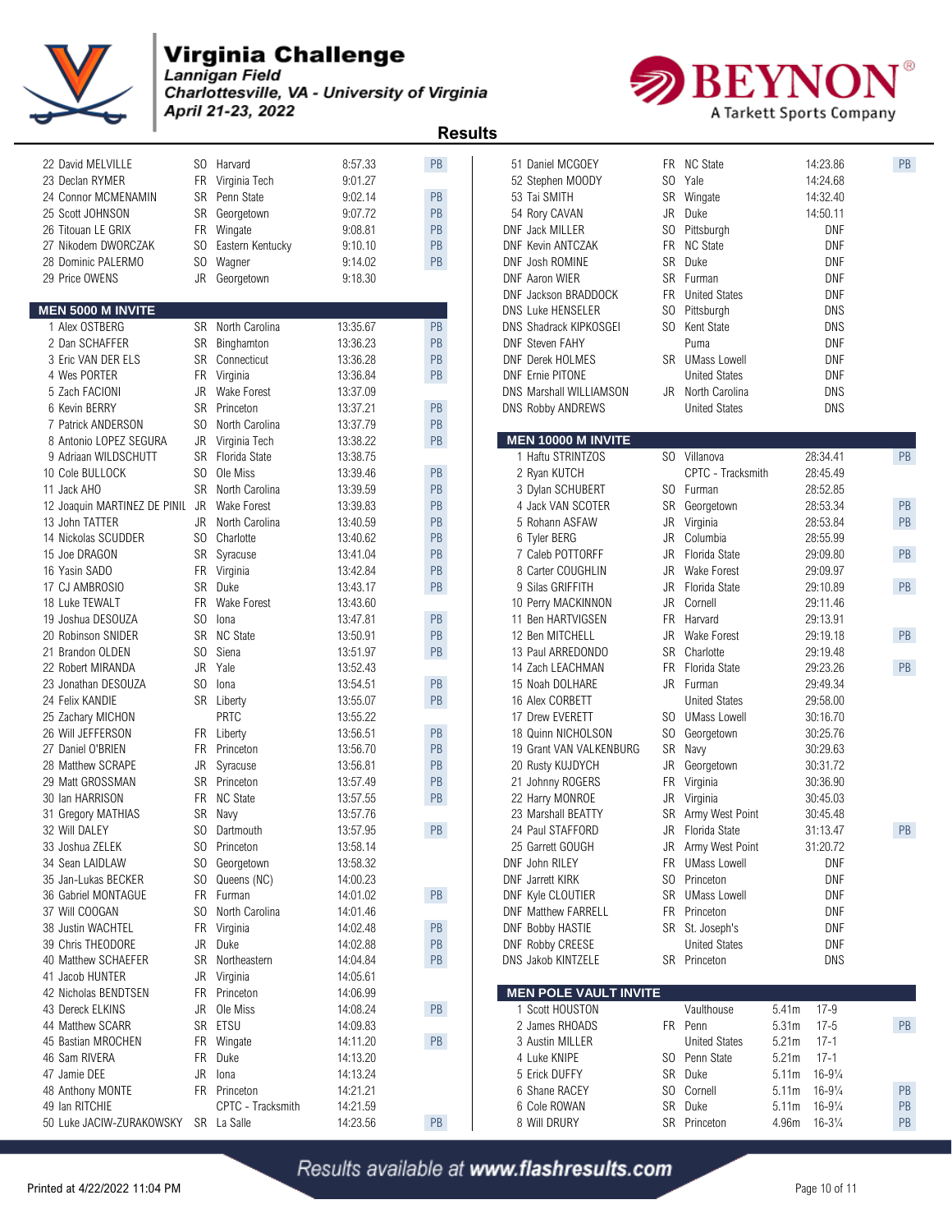# Virginia Challenge

*Lannigan Field*
*Charlottesville, VA - University of Virginia*
*April 21-23, 2022*

## Results

| Place | Name | Year | Team | Mark | PB |
|---|---|---|---|---|---|
| 22 | David MELVILLE | SO | Harvard | 8:57.33 | PB |
| 23 | Declan RYMER | FR | Virginia Tech | 9:01.27 | |
| 24 | Connor MCMENAMIN | SR | Penn State | 9:02.14 | PB |
| 25 | Scott JOHNSON | SR | Georgetown | 9:07.72 | PB |
| 26 | Titouan LE GRIX | FR | Wingate | 9:08.81 | PB |
| 27 | Nikodem DWORCZAK | SO | Eastern Kentucky | 9:10.10 | PB |
| 28 | Dominic PALERMO | SO | Wagner | 9:14.02 | PB |
| 29 | Price OWENS | JR | Georgetown | 9:18.30 | |

### MEN 5000 M INVITE

| Place | Name | Year | Team | Mark | PB |
|---|---|---|---|---|---|
| 1 | Alex OSTBERG | SR | North Carolina | 13:35.67 | PB |
| 2 | Dan SCHAFFER | SR | Binghamton | 13:36.23 | PB |
| 3 | Eric VAN DER ELS | SR | Connecticut | 13:36.28 | PB |
| 4 | Wes PORTER | FR | Virginia | 13:36.84 | PB |
| 5 | Zach FACIONI | JR | Wake Forest | 13:37.09 | |
| 6 | Kevin BERRY | SR | Princeton | 13:37.21 | PB |
| 7 | Patrick ANDERSON | SO | North Carolina | 13:37.79 | PB |
| 8 | Antonio LOPEZ SEGURA | JR | Virginia Tech | 13:38.22 | PB |
| 9 | Adriaan WILDSCHUTT | SR | Florida State | 13:38.75 | |
| 10 | Cole BULLOCK | SO | Ole Miss | 13:39.46 | PB |
| 11 | Jack AHO | SR | North Carolina | 13:39.59 | PB |
| 12 | Joaquin MARTINEZ DE PINIL | JR | Wake Forest | 13:39.83 | PB |
| 13 | John TATTER | JR | North Carolina | 13:40.59 | PB |
| 14 | Nickolas SCUDDER | SO | Charlotte | 13:40.62 | PB |
| 15 | Joe DRAGON | SR | Syracuse | 13:41.04 | PB |
| 16 | Yasin SADO | FR | Virginia | 13:42.84 | PB |
| 17 | CJ AMBROSIO | SR | Duke | 13:43.17 | PB |
| 18 | Luke TEWALT | FR | Wake Forest | 13:43.60 | |
| 19 | Joshua DESOUZA | SO | Iona | 13:47.81 | PB |
| 20 | Robinson SNIDER | SR | NC State | 13:50.91 | PB |
| 21 | Brandon OLDEN | SO | Siena | 13:51.97 | PB |
| 22 | Robert MIRANDA | JR | Yale | 13:52.43 | |
| 23 | Jonathan DESOUZA | SO | Iona | 13:54.51 | PB |
| 24 | Felix KANDIE | SR | Liberty | 13:55.07 | PB |
| 25 | Zachary MICHON | | PRTC | 13:55.22 | |
| 26 | Will JEFFERSON | FR | Liberty | 13:56.51 | PB |
| 27 | Daniel O'BRIEN | FR | Princeton | 13:56.70 | PB |
| 28 | Matthew SCRAPE | JR | Syracuse | 13:56.81 | PB |
| 29 | Matt GROSSMAN | SR | Princeton | 13:57.49 | PB |
| 30 | Ian HARRISON | FR | NC State | 13:57.55 | PB |
| 31 | Gregory MATHIAS | SR | Navy | 13:57.76 | |
| 32 | Will DALEY | SO | Dartmouth | 13:57.95 | PB |
| 33 | Joshua ZELEK | SO | Princeton | 13:58.14 | |
| 34 | Sean LAIDLAW | SO | Georgetown | 13:58.32 | |
| 35 | Jan-Lukas BECKER | SO | Queens (NC) | 14:00.23 | |
| 36 | Gabriel MONTAGUE | FR | Furman | 14:01.02 | PB |
| 37 | Will COOGAN | SO | North Carolina | 14:01.46 | |
| 38 | Justin WACHTEL | FR | Virginia | 14:02.48 | PB |
| 39 | Chris THEODORE | JR | Duke | 14:02.88 | PB |
| 40 | Matthew SCHAEFER | SR | Northeastern | 14:04.84 | PB |
| 41 | Jacob HUNTER | JR | Virginia | 14:05.61 | |
| 42 | Nicholas BENDTSEN | FR | Princeton | 14:06.99 | |
| 43 | Dereck ELKINS | JR | Ole Miss | 14:08.24 | PB |
| 44 | Matthew SCARR | SR | ETSU | 14:09.83 | |
| 45 | Bastian MROCHEN | FR | Wingate | 14:11.20 | PB |
| 46 | Sam RIVERA | FR | Duke | 14:13.20 | |
| 47 | Jamie DEE | JR | Iona | 14:13.24 | |
| 48 | Anthony MONTE | FR | Princeton | 14:21.21 | |
| 49 | Ian RITCHIE | | CPTC - Tracksmith | 14:21.59 | |
| 50 | Luke JACIW-ZURAKOWSKY | SR | La Salle | 14:23.56 | PB |
| 51 | Daniel MCGOEY | FR | NC State | 14:23.86 | PB |
| 52 | Stephen MOODY | SO | Yale | 14:24.68 | |
| 53 | Tai SMITH | SR | Wingate | 14:32.40 | |
| 54 | Rory CAVAN | JR | Duke | 14:50.11 | |
| DNF | Jack MILLER | SO | Pittsburgh | DNF | |
| DNF | Kevin ANTCZAK | FR | NC State | DNF | |
| DNF | Josh ROMINE | SR | Duke | DNF | |
| DNF | Aaron WIER | SR | Furman | DNF | |
| DNF | Jackson BRADDOCK | FR | United States | DNF | |
| DNS | Luke HENSELER | SO | Pittsburgh | DNS | |
| DNS | Shadrack KIPKOSGEI | SO | Kent State | DNS | |
| DNF | Steven FAHY | | Puma | DNF | |
| DNF | Derek HOLMES | SR | UMass Lowell | DNF | |
| DNF | Ernie PITONE | | United States | DNF | |
| DNS | Marshall WILLIAMSON | JR | North Carolina | DNS | |
| DNS | Robby ANDREWS | | United States | DNS | |

### MEN 10000 M INVITE

| Place | Name | Year | Team | Mark | PB |
|---|---|---|---|---|---|
| 1 | Haftu STRINTZOS | SO | Villanova | 28:34.41 | PB |
| 2 | Ryan KUTCH | | CPTC - Tracksmith | 28:45.49 | |
| 3 | Dylan SCHUBERT | SO | Furman | 28:52.85 | |
| 4 | Jack VAN SCOTER | SR | Georgetown | 28:53.34 | PB |
| 5 | Rohann ASFAW | JR | Virginia | 28:53.84 | PB |
| 6 | Tyler BERG | JR | Columbia | 28:55.99 | |
| 7 | Caleb POTTORFF | JR | Florida State | 29:09.80 | PB |
| 8 | Carter COUGHLIN | JR | Wake Forest | 29:09.97 | |
| 9 | Silas GRIFFITH | JR | Florida State | 29:10.89 | PB |
| 10 | Perry MACKINNON | JR | Cornell | 29:11.46 | |
| 11 | Ben HARTVIGSEN | FR | Harvard | 29:13.91 | |
| 12 | Ben MITCHELL | JR | Wake Forest | 29:19.18 | PB |
| 13 | Paul ARREDONDO | SR | Charlotte | 29:19.48 | |
| 14 | Zach LEACHMAN | FR | Florida State | 29:23.26 | PB |
| 15 | Noah DOLHARE | JR | Furman | 29:49.34 | |
| 16 | Alex CORBETT | | United States | 29:58.00 | |
| 17 | Drew EVERETT | SO | UMass Lowell | 30:16.70 | |
| 18 | Quinn NICHOLSON | SO | Georgetown | 30:25.76 | |
| 19 | Grant VAN VALKENBURG | SR | Navy | 30:29.63 | |
| 20 | Rusty KUJDYCH | JR | Georgetown | 30:31.72 | |
| 21 | Johnny ROGERS | FR | Virginia | 30:36.90 | |
| 22 | Harry MONROE | JR | Virginia | 30:45.03 | |
| 23 | Marshall BEATTY | SR | Army West Point | 30:45.48 | |
| 24 | Paul STAFFORD | JR | Florida State | 31:13.47 | PB |
| 25 | Garrett GOUGH | JR | Army West Point | 31:20.72 | |
| DNF | John RILEY | FR | UMass Lowell | DNF | |
| DNF | Jarrett KIRK | SO | Princeton | DNF | |
| DNF | Kyle CLOUTIER | SR | UMass Lowell | DNF | |
| DNF | Matthew FARRELL | FR | Princeton | DNF | |
| DNF | Bobby HASTIE | SR | St. Joseph's | DNF | |
| DNF | Robby CREESE | | United States | DNF | |
| DNS | Jakob KINTZELE | SR | Princeton | DNS | |

### MEN POLE VAULT INVITE

| Place | Name | Year | Team | Mark | Imperial | PB |
|---|---|---|---|---|---|---|
| 1 | Scott HOUSTON | | Vaulthouse | 5.41m | 17-9 | |
| 2 | James RHOADS | FR | Penn | 5.31m | 17-5 | PB |
| 3 | Austin MILLER | | United States | 5.21m | 17-1 | |
| 4 | Luke KNIPE | SO | Penn State | 5.21m | 17-1 | |
| 5 | Erick DUFFY | SR | Duke | 5.11m | 16-9¼ | |
| 6 | Shane RACEY | SO | Cornell | 5.11m | 16-9¼ | PB |
| 6 | Cole ROWAN | SR | Duke | 5.11m | 16-9¼ | PB |
| 8 | Will DRURY | SR | Princeton | 4.96m | 16-3¼ | PB |

*Results available at www.flashresults.com*

Printed at 4/22/2022 11:04 PM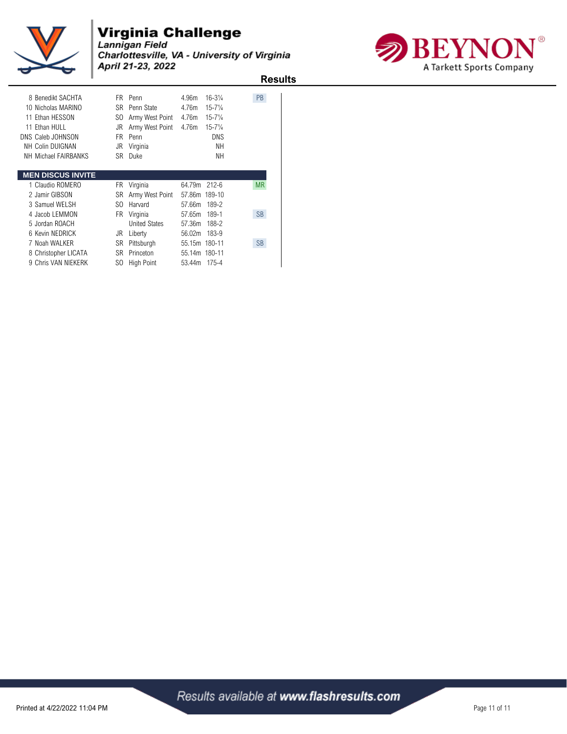| | | | | | | |
|---|---|---|---|---|---|---|
| 8 | Benedikt SACHTA | FR | Penn | 4.96m | 16-3¼ | PB |
| 10 | Nicholas MARINO | SR | Penn State | 4.76m | 15-7¼ | |
| 11 | Ethan HESSON | SO | Army West Point | 4.76m | 15-7¼ | |
| 11 | Ethan HULL | JR | Army West Point | 4.76m | 15-7¼ | |
| DNS | Caleb JOHNSON | FR | Penn | | DNS | |
| NH | Colin DUIGNAN | JR | Virginia | | NH | |
| NH | Michael FAIRBANKS | SR | Duke | | NH | |

## MEN DISCUS INVITE

| | | | | | | |
|---|---|---|---|---|---|---|
| 1 | Claudio ROMERO | FR | Virginia | 64.79m | 212-6 | MR |
| 2 | Jamir GIBSON | SR | Army West Point | 57.86m | 189-10 | |
| 3 | Samuel WELSH | SO | Harvard | 57.66m | 189-2 | |
| 4 | Jacob LEMMON | FR | Virginia | 57.65m | 189-1 | SB |
| 5 | Jordan ROACH | | United States | 57.36m | 188-2 | |
| 6 | Kevin NEDRICK | JR | Liberty | 56.02m | 183-9 | |
| 7 | Noah WALKER | SR | Pittsburgh | 55.15m | 180-11 | SB |
| 8 | Christopher LICATA | SR | Princeton | 55.14m | 180-11 | |
| 9 | Chris VAN NIEKERK | SO | High Point | 53.44m | 175-4 | |